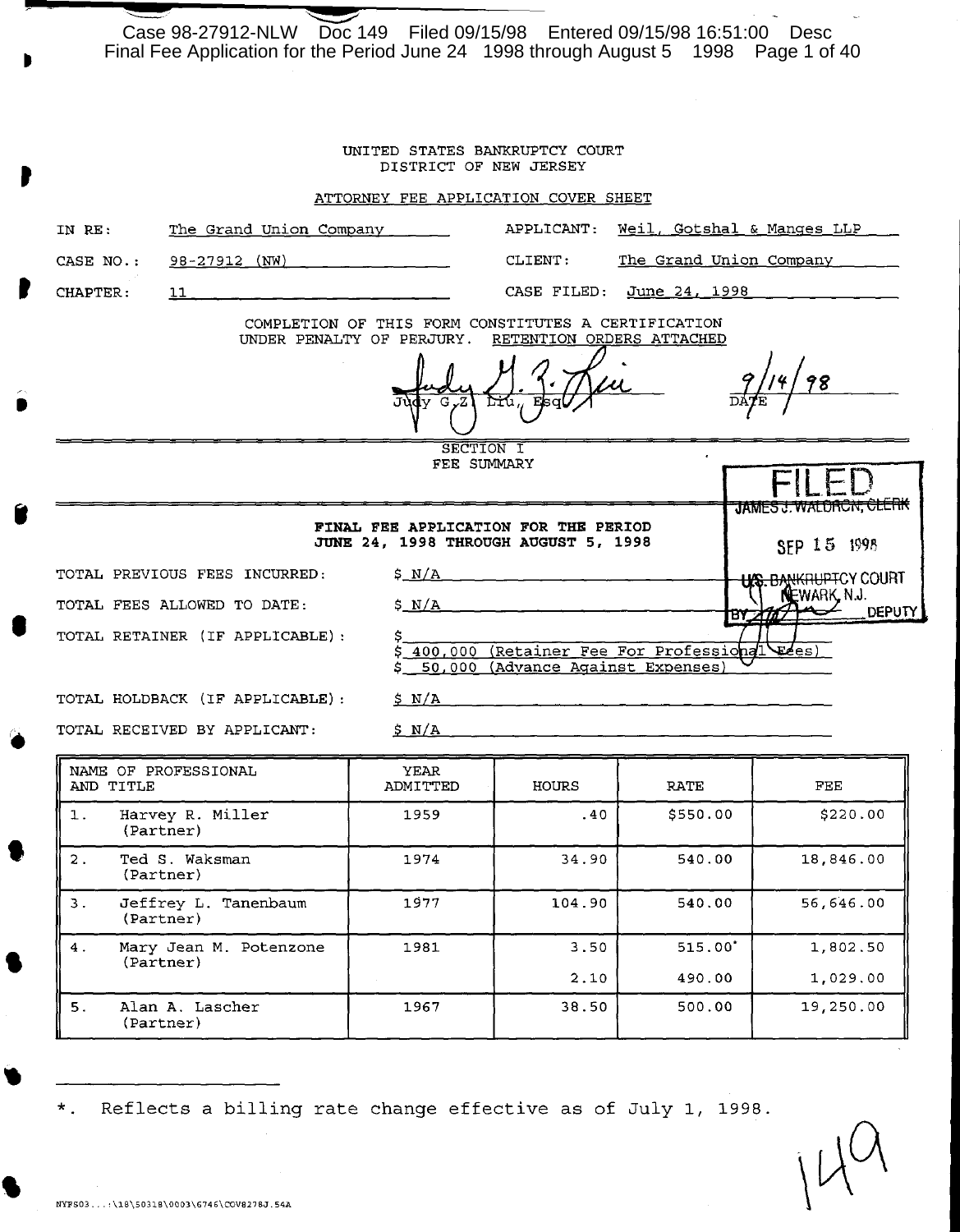UNITED STATES BANKRUPTCY COURT
DISTRICT OF NEW JERSEY

ATTORNEY FEE APPLICATION COVER SHEET

| | | | |
|---|---|---|---|
| IN RE: | The Grand Union Company | APPLICANT: | Weil, Gotshal & Manges LLP |
| CASE NO.: | 98-27912 (NW) | CLIENT: | The Grand Union Company |
| CHAPTER: | 11 | CASE FILED: | June 24, 1998 |

COMPLETION OF THIS FORM CONSTITUTES A CERTIFICATION UNDER PENALTY OF PERJURY. RETENTION ORDERS ATTACHED

Judy G.Z. Liu, Esq. — 9/14/98 DATE

FILED
JAMES J. WALDRON, CLERK
SEP 15 1998
U.S. BANKRUPTCY COURT
NEWARK, N.J.
BY ______ DEPUTY

## SECTION I
## FEE SUMMARY

**FINAL FEE APPLICATION FOR THE PERIOD JUNE 24, 1998 THROUGH AUGUST 5, 1998**

TOTAL PREVIOUS FEES INCURRED: $ N/A

TOTAL FEES ALLOWED TO DATE: $ N/A

TOTAL RETAINER (IF APPLICABLE): $ 400,000 (Retainer Fee For Professional Fees)
$ 50,000 (Advance Against Expenses)

TOTAL HOLDBACK (IF APPLICABLE): $ N/A

TOTAL RECEIVED BY APPLICANT: $ N/A

| NAME OF PROFESSIONAL AND TITLE | YEAR ADMITTED | HOURS | RATE | FEE |
|---|---|---|---|---|
| 1. Harvey R. Miller (Partner) | 1959 | .40 | $550.00 | $220.00 |
| 2. Ted S. Waksman (Partner) | 1974 | 34.90 | 540.00 | 18,846.00 |
| 3. Jeffrey L. Tanenbaum (Partner) | 1977 | 104.90 | 540.00 | 56,646.00 |
| 4. Mary Jean M. Potenzone (Partner) | 1981 | 3.50 | 515.00* | 1,802.50 |
| | | 2.10 | 490.00 | 1,029.00 |
| 5. Alan A. Lascher (Partner) | 1967 | 38.50 | 500.00 | 19,250.00 |

*. Reflects a billing rate change effective as of July 1, 1998.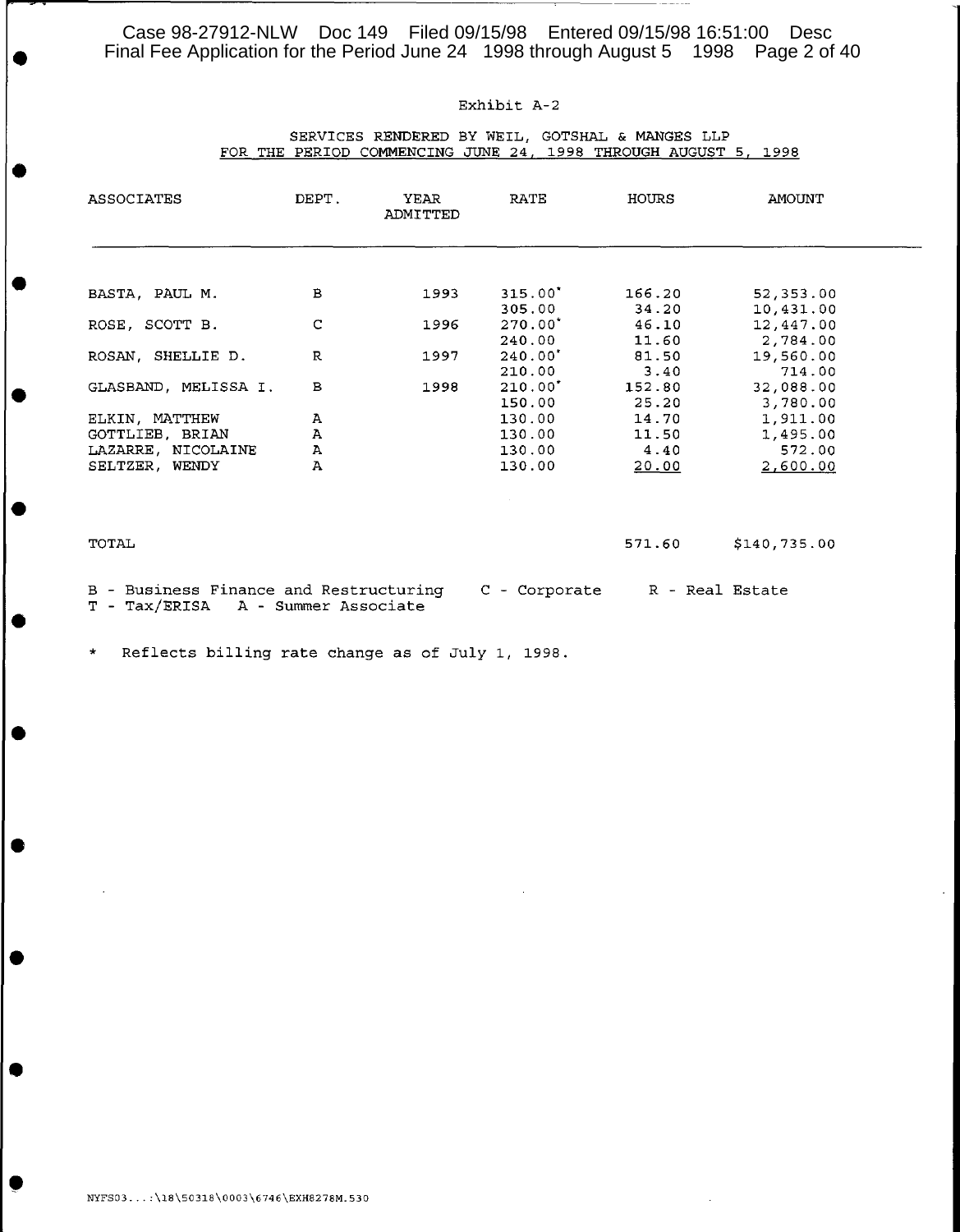Exhibit A-2

SERVICES RENDERED BY WEIL, GOTSHAL & MANGES LLP
FOR THE PERIOD COMMENCING JUNE 24, 1998 THROUGH AUGUST 5, 1998

| ASSOCIATES | DEPT. | YEAR ADMITTED | RATE | HOURS | AMOUNT |
|---|---|---|---|---|---|
| BASTA, PAUL M. | B | 1993 | 315.00* | 166.20 | 52,353.00 |
| | | | 305.00 | 34.20 | 10,431.00 |
| ROSE, SCOTT B. | C | 1996 | 270.00* | 46.10 | 12,447.00 |
| | | | 240.00 | 11.60 | 2,784.00 |
| ROSAN, SHELLIE D. | R | 1997 | 240.00* | 81.50 | 19,560.00 |
| | | | 210.00 | 3.40 | 714.00 |
| GLASBAND, MELISSA I. | B | 1998 | 210.00* | 152.80 | 32,088.00 |
| | | | 150.00 | 25.20 | 3,780.00 |
| ELKIN, MATTHEW | A | | 130.00 | 14.70 | 1,911.00 |
| GOTTLIEB, BRIAN | A | | 130.00 | 11.50 | 1,495.00 |
| LAZARRE, NICOLAINE | A | | 130.00 | 4.40 | 572.00 |
| SELTZER, WENDY | A | | 130.00 | 20.00 | 2,600.00 |
| TOTAL | | | | 571.60 | $140,735.00 |

B - Business Finance and Restructuring C - Corporate R - Real Estate
T - Tax/ERISA A - Summer Associate

\* Reflects billing rate change as of July 1, 1998.

NYFS03...:\18\50318\0003\6746\EXH8278M.530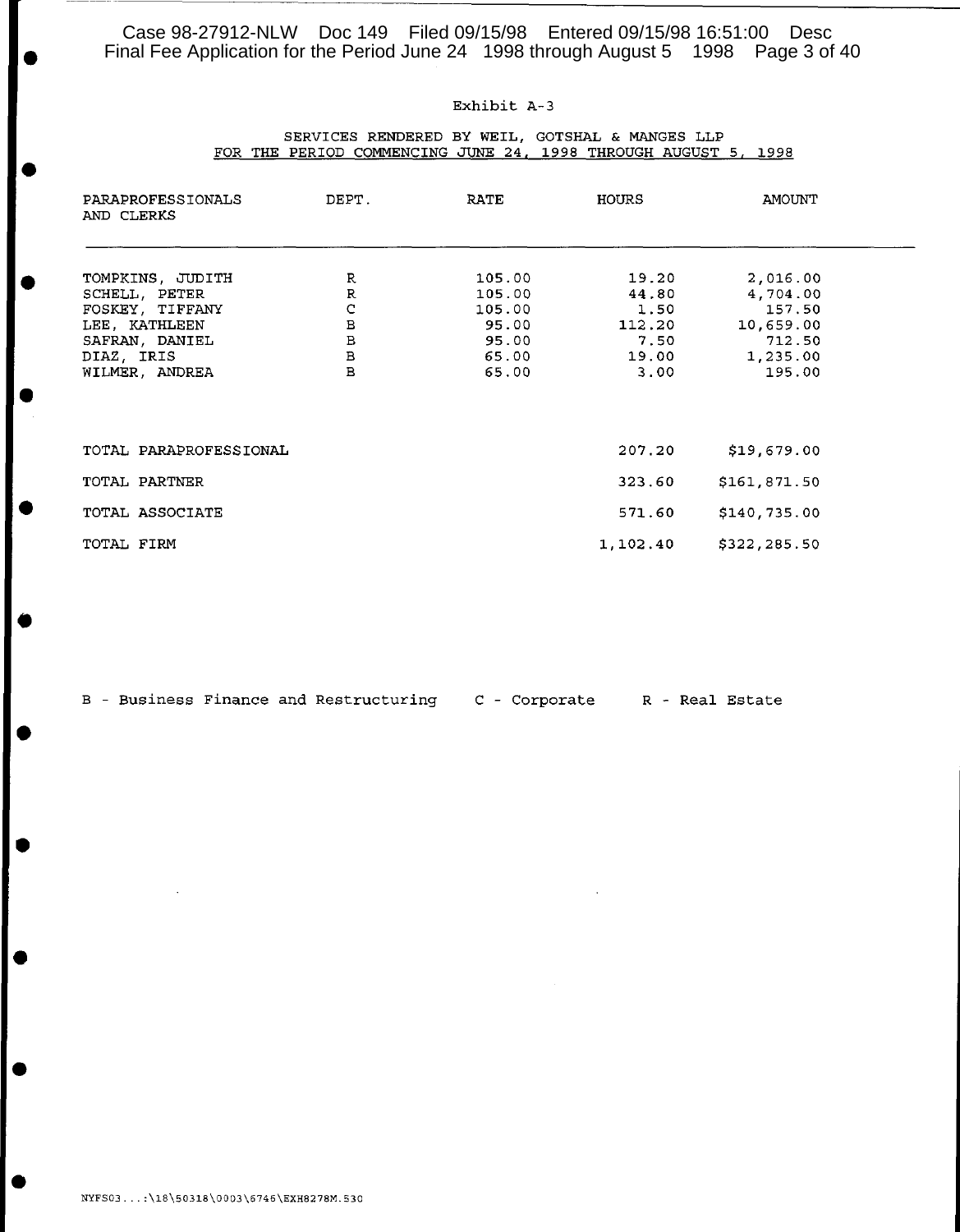Exhibit A-3

SERVICES RENDERED BY WEIL, GOTSHAL & MANGES LLP
FOR THE PERIOD COMMENCING JUNE 24, 1998 THROUGH AUGUST 5, 1998

| PARAPROFESSIONALS AND CLERKS | DEPT. | RATE | HOURS | AMOUNT |
|---|---|---|---|---|
| TOMPKINS, JUDITH | R | 105.00 | 19.20 | 2,016.00 |
| SCHELL, PETER | R | 105.00 | 44.80 | 4,704.00 |
| FOSKEY, TIFFANY | C | 105.00 | 1.50 | 157.50 |
| LEE, KATHLEEN | B | 95.00 | 112.20 | 10,659.00 |
| SAFRAN, DANIEL | B | 95.00 | 7.50 | 712.50 |
| DIAZ, IRIS | B | 65.00 | 19.00 | 1,235.00 |
| WILMER, ANDREA | B | 65.00 | 3.00 | 195.00 |
| TOTAL PARAPROFESSIONAL | | | 207.20 | $19,679.00 |
| TOTAL PARTNER | | | 323.60 | $161,871.50 |
| TOTAL ASSOCIATE | | | 571.60 | $140,735.00 |
| TOTAL FIRM | | | 1,102.40 | $322,285.50 |

B - Business Finance and Restructuring C - Corporate R - Real Estate

NYFS03...:\18\50318\0003\6746\EXH8278M.530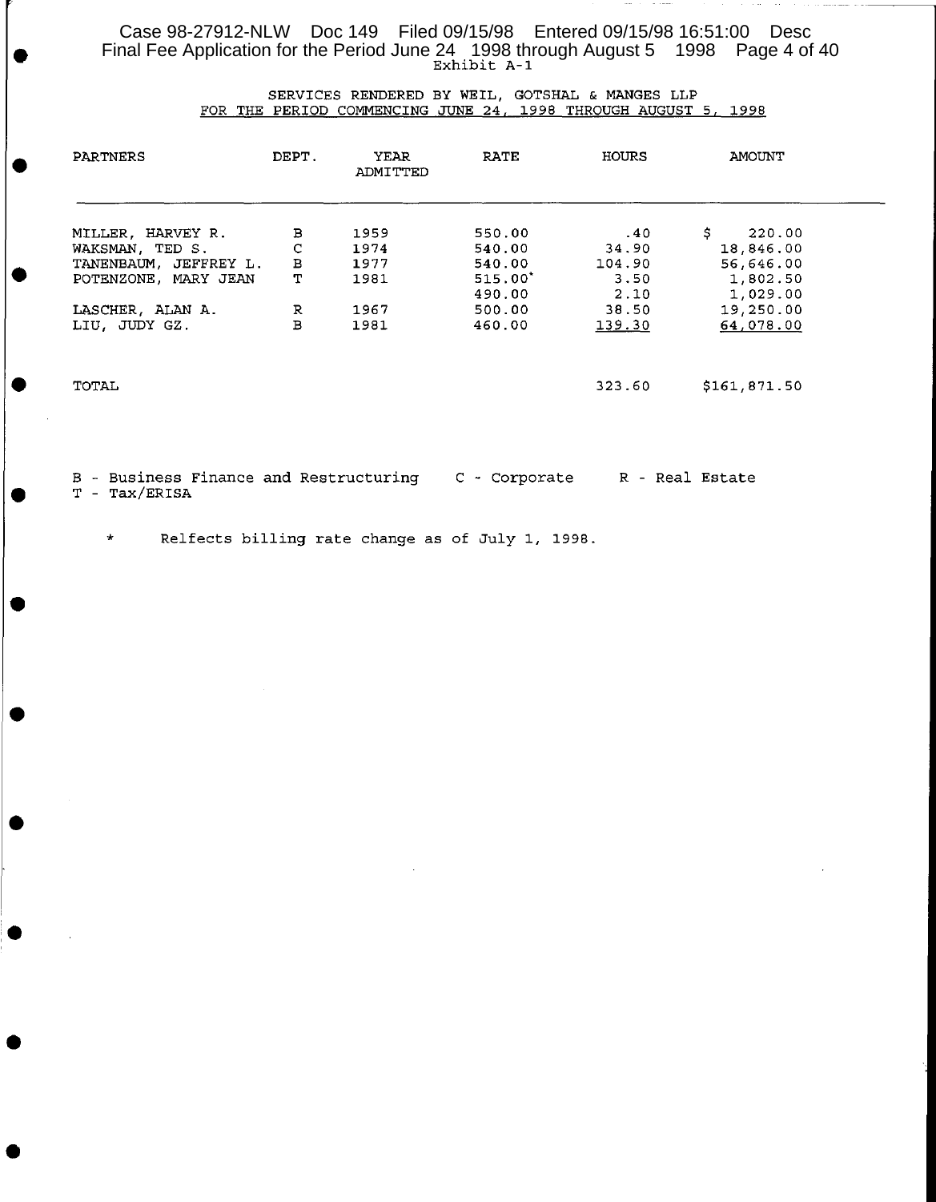Exhibit A-1

SERVICES RENDERED BY WEIL, GOTSHAL & MANGES LLP
FOR THE PERIOD COMMENCING JUNE 24, 1998 THROUGH AUGUST 5, 1998

| PARTNERS | DEPT. | YEAR ADMITTED | RATE | HOURS | AMOUNT |
|---|---|---|---|---|---|
| MILLER, HARVEY R. | B | 1959 | 550.00 | .40 | $ 220.00 |
| WAKSMAN, TED S. | C | 1974 | 540.00 | 34.90 | 18,846.00 |
| TANENBAUM, JEFFREY L. | B | 1977 | 540.00 | 104.90 | 56,646.00 |
| POTENZONE, MARY JEAN | T | 1981 | 515.00* | 3.50 | 1,802.50 |
| | | | 490.00 | 2.10 | 1,029.00 |
| LASCHER, ALAN A. | R | 1967 | 500.00 | 38.50 | 19,250.00 |
| LIU, JUDY GZ. | B | 1981 | 460.00 | 139.30 | 64,078.00 |
| TOTAL | | | | 323.60 | $161,871.50 |

B - Business Finance and Restructuring C - Corporate R - Real Estate
T - Tax/ERISA

\* Relfects billing rate change as of July 1, 1998.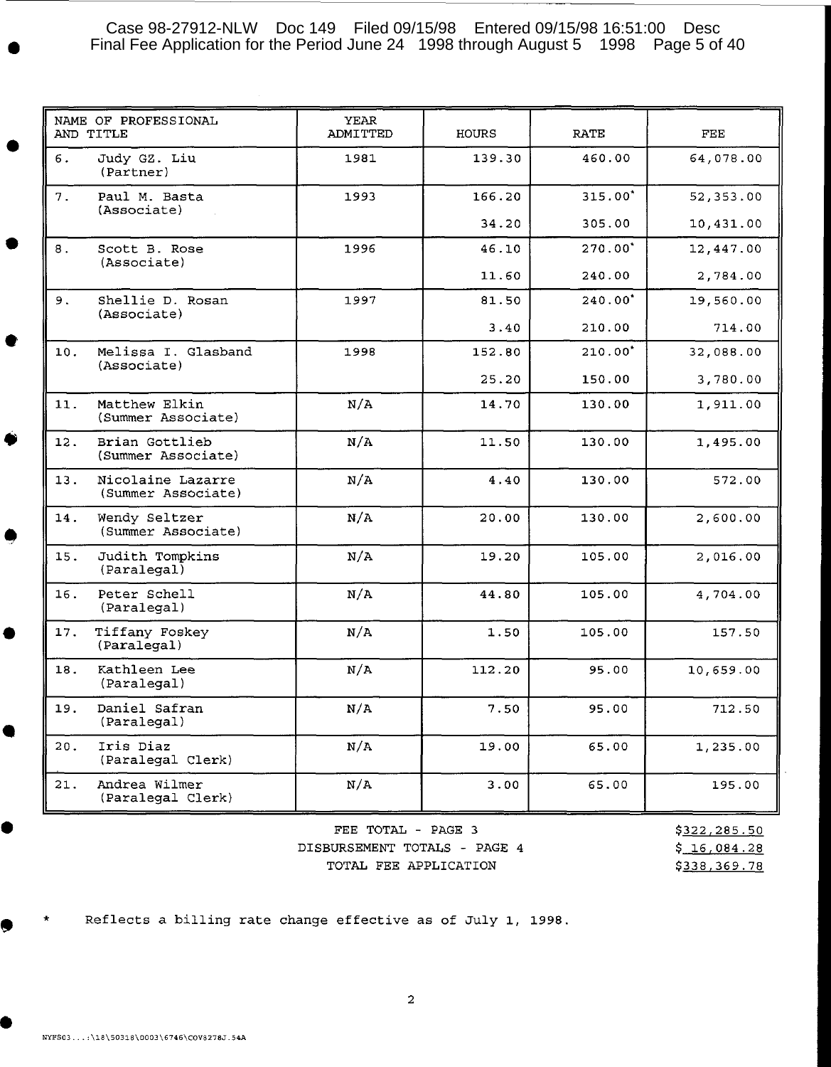| NAME OF PROFESSIONAL AND TITLE | YEAR ADMITTED | HOURS | RATE | FEE |
|---|---|---|---|---|
| 6. Judy GZ. Liu (Partner) | 1981 | 139.30 | 460.00 | 64,078.00 |
| 7. Paul M. Basta (Associate) | 1993 | 166.20 | 315.00* | 52,353.00 |
| | | 34.20 | 305.00 | 10,431.00 |
| 8. Scott B. Rose (Associate) | 1996 | 46.10 | 270.00* | 12,447.00 |
| | | 11.60 | 240.00 | 2,784.00 |
| 9. Shellie D. Rosan (Associate) | 1997 | 81.50 | 240.00* | 19,560.00 |
| | | 3.40 | 210.00 | 714.00 |
| 10. Melissa I. Glasband (Associate) | 1998 | 152.80 | 210.00* | 32,088.00 |
| | | 25.20 | 150.00 | 3,780.00 |
| 11. Matthew Elkin (Summer Associate) | N/A | 14.70 | 130.00 | 1,911.00 |
| 12. Brian Gottlieb (Summer Associate) | N/A | 11.50 | 130.00 | 1,495.00 |
| 13. Nicolaine Lazarre (Summer Associate) | N/A | 4.40 | 130.00 | 572.00 |
| 14. Wendy Seltzer (Summer Associate) | N/A | 20.00 | 130.00 | 2,600.00 |
| 15. Judith Tompkins (Paralegal) | N/A | 19.20 | 105.00 | 2,016.00 |
| 16. Peter Schell (Paralegal) | N/A | 44.80 | 105.00 | 4,704.00 |
| 17. Tiffany Foskey (Paralegal) | N/A | 1.50 | 105.00 | 157.50 |
| 18. Kathleen Lee (Paralegal) | N/A | 112.20 | 95.00 | 10,659.00 |
| 19. Daniel Safran (Paralegal) | N/A | 7.50 | 95.00 | 712.50 |
| 20. Iris Diaz (Paralegal Clerk) | N/A | 19.00 | 65.00 | 1,235.00 |
| 21. Andrea Wilmer (Paralegal Clerk) | N/A | 3.00 | 65.00 | 195.00 |

| | |
|---|---|
| FEE TOTAL - PAGE 3 | $322,285.50 |
| DISBURSEMENT TOTALS - PAGE 4 | $ 16,084.28 |
| TOTAL FEE APPLICATION | $338,369.78 |

\* Reflects a billing rate change effective as of July 1, 1998.

NYFS03...:\18\50318\0003\6746\COV8278J.54A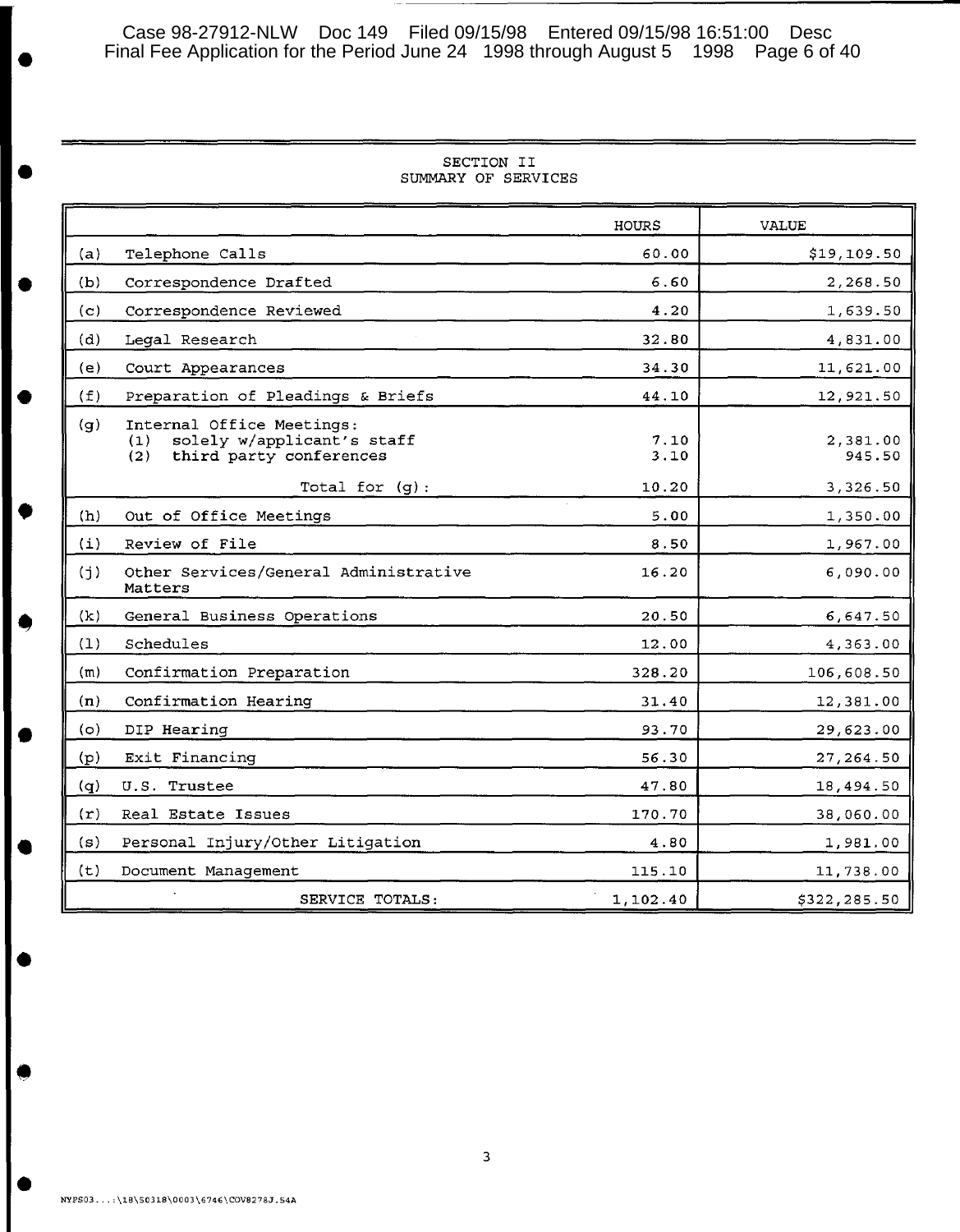## SECTION II
## SUMMARY OF SERVICES

| | | HOURS | VALUE |
|---|---|---|---|
| (a) | Telephone Calls | 60.00 | $19,109.50 |
| (b) | Correspondence Drafted | 6.60 | 2,268.50 |
| (c) | Correspondence Reviewed | 4.20 | 1,639.50 |
| (d) | Legal Research | 32.80 | 4,831.00 |
| (e) | Court Appearances | 34.30 | 11,621.00 |
| (f) | Preparation of Pleadings & Briefs | 44.10 | 12,921.50 |
| (g) | Internal Office Meetings: | | |
| | (1) solely w/applicant's staff | 7.10 | 2,381.00 |
| | (2) third party conferences | 3.10 | 945.50 |
| | Total for (g): | 10.20 | 3,326.50 |
| (h) | Out of Office Meetings | 5.00 | 1,350.00 |
| (i) | Review of File | 8.50 | 1,967.00 |
| (j) | Other Services/General Administrative Matters | 16.20 | 6,090.00 |
| (k) | General Business Operations | 20.50 | 6,647.50 |
| (l) | Schedules | 12.00 | 4,363.00 |
| (m) | Confirmation Preparation | 328.20 | 106,608.50 |
| (n) | Confirmation Hearing | 31.40 | 12,381.00 |
| (o) | DIP Hearing | 93.70 | 29,623.00 |
| (p) | Exit Financing | 56.30 | 27,264.50 |
| (q) | U.S. Trustee | 47.80 | 18,494.50 |
| (r) | Real Estate Issues | 170.70 | 38,060.00 |
| (s) | Personal Injury/Other Litigation | 4.80 | 1,981.00 |
| (t) | Document Management | 115.10 | 11,738.00 |
| | SERVICE TOTALS: | 1,102.40 | $322,285.50 |

NYFS03...:\18\50318\0003\6746\COV8278J.54A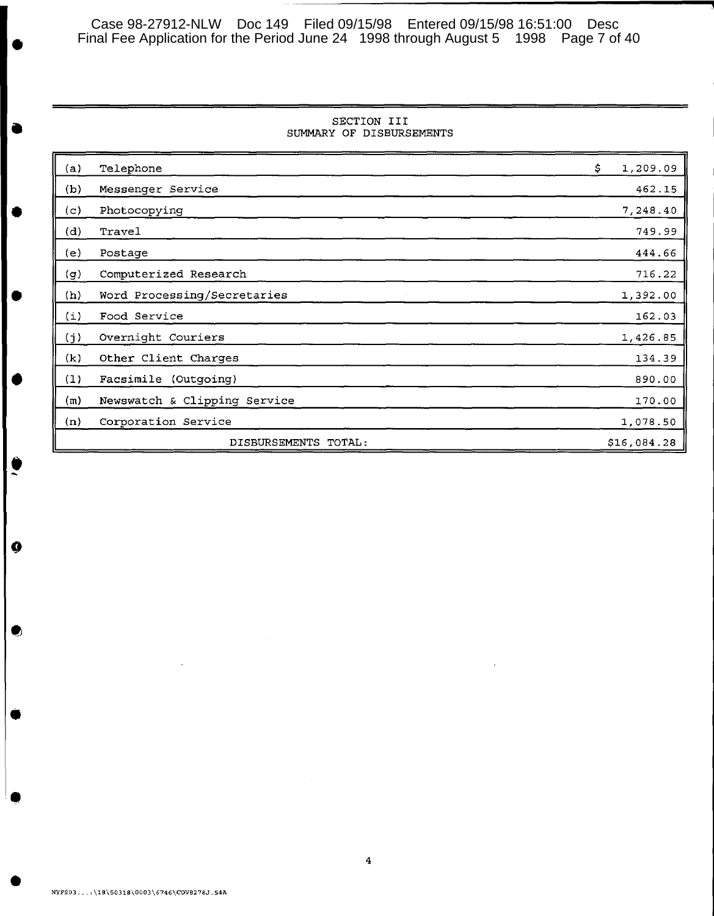## SECTION III
## SUMMARY OF DISBURSEMENTS

| | | |
|---|---|---|
| (a) | Telephone | $ 1,209.09 |
| (b) | Messenger Service | 462.15 |
| (c) | Photocopying | 7,248.40 |
| (d) | Travel | 749.99 |
| (e) | Postage | 444.66 |
| (g) | Computerized Research | 716.22 |
| (h) | Word Processing/Secretaries | 1,392.00 |
| (i) | Food Service | 162.03 |
| (j) | Overnight Couriers | 1,426.85 |
| (k) | Other Client Charges | 134.39 |
| (l) | Facsimile (Outgoing) | 890.00 |
| (m) | Newswatch & Clipping Service | 170.00 |
| (n) | Corporation Service | 1,078.50 |
| | DISBURSEMENTS TOTAL: | $16,084.28 |

NYFS03...:\18\50318\0003\6746\COV8278J.54A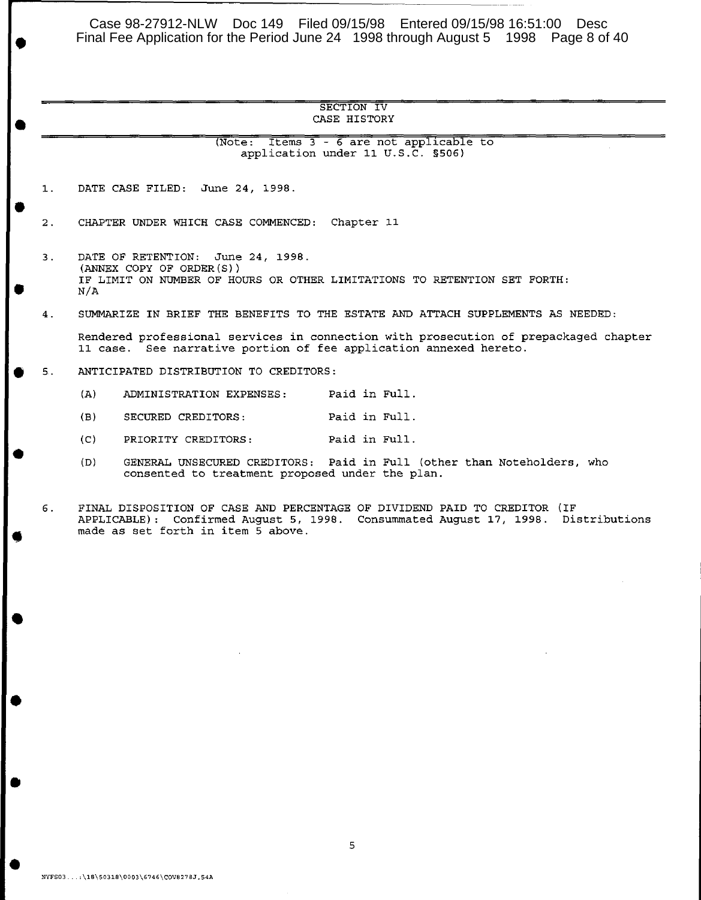## SECTION IV
## CASE HISTORY

(Note: Items 3 - 6 are not applicable to application under 11 U.S.C. §506)

1. DATE CASE FILED: June 24, 1998.

2. CHAPTER UNDER WHICH CASE COMMENCED: Chapter 11

3. DATE OF RETENTION: June 24, 1998.
   (ANNEX COPY OF ORDER(S))
   IF LIMIT ON NUMBER OF HOURS OR OTHER LIMITATIONS TO RETENTION SET FORTH:
   N/A

4. SUMMARIZE IN BRIEF THE BENEFITS TO THE ESTATE AND ATTACH SUPPLEMENTS AS NEEDED:

   Rendered professional services in connection with prosecution of prepackaged chapter 11 case. See narrative portion of fee application annexed hereto.

5. ANTICIPATED DISTRIBUTION TO CREDITORS:

   (A) ADMINISTRATION EXPENSES: Paid in Full.

   (B) SECURED CREDITORS: Paid in Full.

   (C) PRIORITY CREDITORS: Paid in Full.

   (D) GENERAL UNSECURED CREDITORS: Paid in Full (other than Noteholders, who consented to treatment proposed under the plan.

6. FINAL DISPOSITION OF CASE AND PERCENTAGE OF DIVIDEND PAID TO CREDITOR (IF APPLICABLE): Confirmed August 5, 1998. Consummated August 17, 1998. Distributions made as set forth in item 5 above.

NYFS03...:\18\50318\0003\6746\COV8278J.54A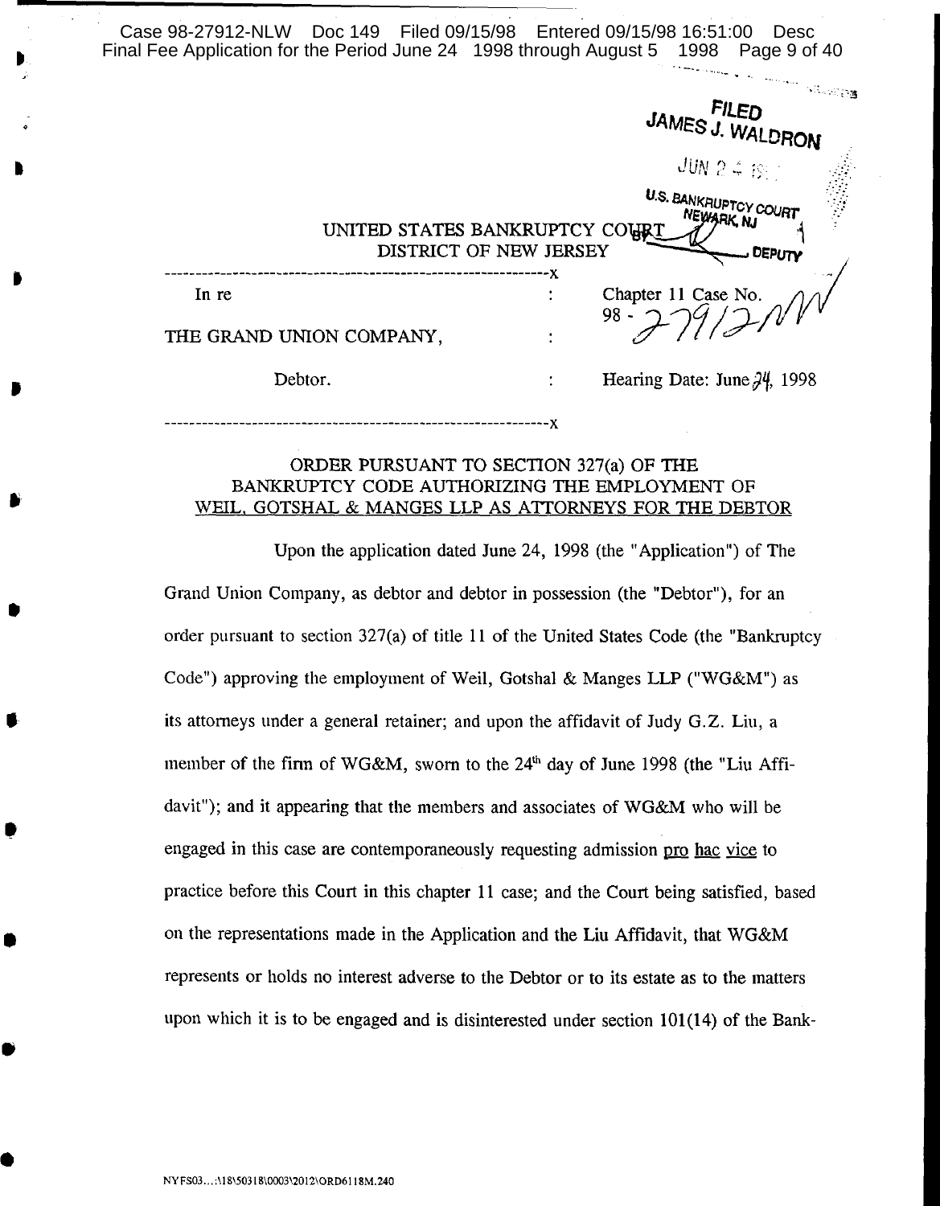FILED
JAMES J. WALDRON

JUN 24 1998

U.S. BANKRUPTCY COURT
NEWARK, NJ
BY DEPUTY

UNITED STATES BANKRUPTCY COURT
DISTRICT OF NEW JERSEY

| | | |
|---|---|---|
| In re | : | Chapter 11 Case No. 98 - 27912 NW |
| THE GRAND UNION COMPANY, | : | |
| Debtor. | : | Hearing Date: June 24, 1998 |

ORDER PURSUANT TO SECTION 327(a) OF THE BANKRUPTCY CODE AUTHORIZING THE EMPLOYMENT OF WEIL, GOTSHAL & MANGES LLP AS ATTORNEYS FOR THE DEBTOR

Upon the application dated June 24, 1998 (the "Application") of The Grand Union Company, as debtor and debtor in possession (the "Debtor"), for an order pursuant to section 327(a) of title 11 of the United States Code (the "Bankruptcy Code") approving the employment of Weil, Gotshal & Manges LLP ("WG&M") as its attorneys under a general retainer; and upon the affidavit of Judy G.Z. Liu, a member of the firm of WG&M, sworn to the 24th day of June 1998 (the "Liu Affidavit"); and it appearing that the members and associates of WG&M who will be engaged in this case are contemporaneously requesting admission pro hac vice to practice before this Court in this chapter 11 case; and the Court being satisfied, based on the representations made in the Application and the Liu Affidavit, that WG&M represents or holds no interest adverse to the Debtor or to its estate as to the matters upon which it is to be engaged and is disinterested under section 101(14) of the Bank-

NYFS03...:\18\50318\0003\2012\ORD6118M.240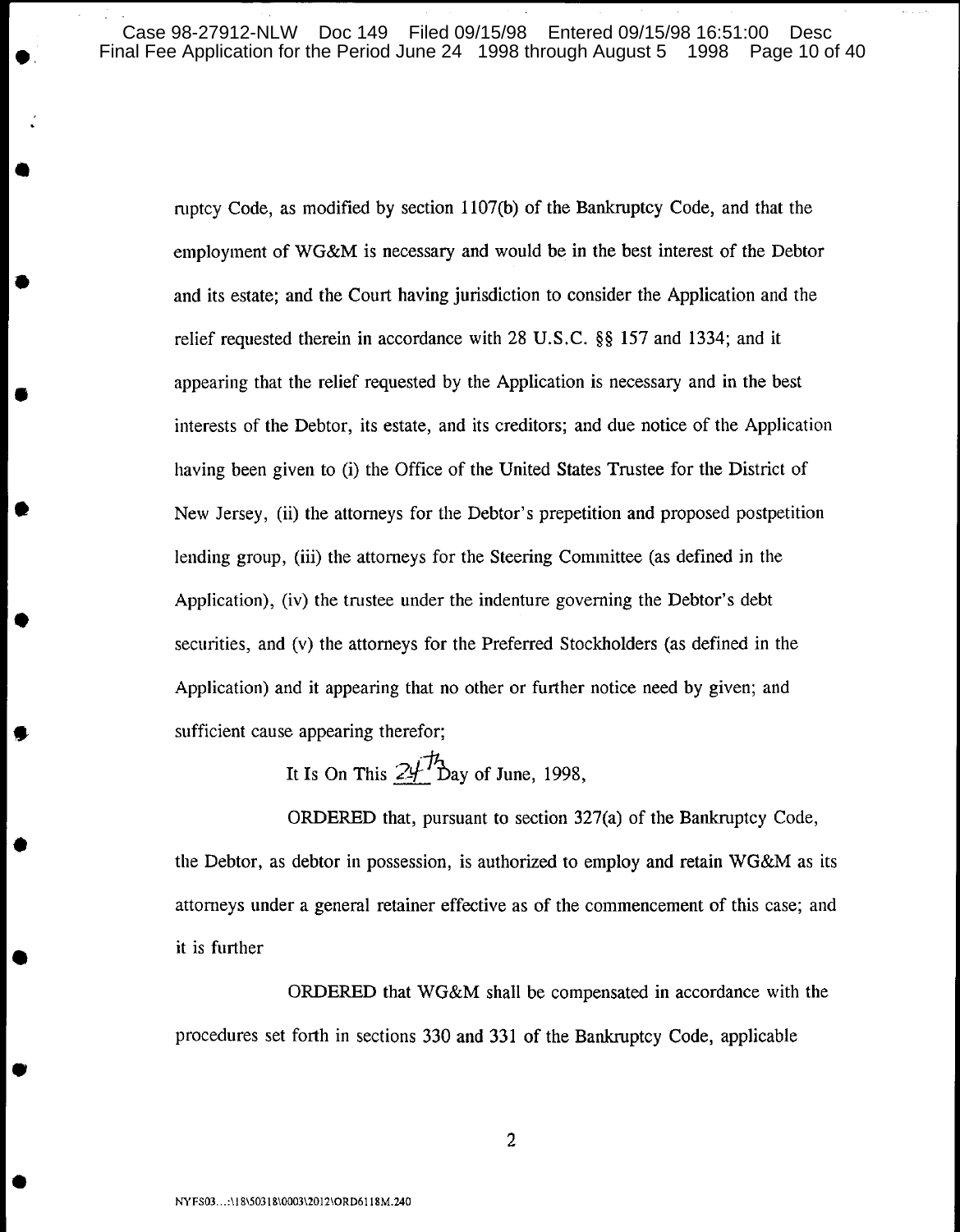ruptcy Code, as modified by section 1107(b) of the Bankruptcy Code, and that the employment of WG&M is necessary and would be in the best interest of the Debtor and its estate; and the Court having jurisdiction to consider the Application and the relief requested therein in accordance with 28 U.S.C. §§ 157 and 1334; and it appearing that the relief requested by the Application is necessary and in the best interests of the Debtor, its estate, and its creditors; and due notice of the Application having been given to (i) the Office of the United States Trustee for the District of New Jersey, (ii) the attorneys for the Debtor's prepetition and proposed postpetition lending group, (iii) the attorneys for the Steering Committee (as defined in the Application), (iv) the trustee under the indenture governing the Debtor's debt securities, and (v) the attorneys for the Preferred Stockholders (as defined in the Application) and it appearing that no other or further notice need by given; and sufficient cause appearing therefor;

It Is On This 24th Day of June, 1998,

ORDERED that, pursuant to section 327(a) of the Bankruptcy Code, the Debtor, as debtor in possession, is authorized to employ and retain WG&M as its attorneys under a general retainer effective as of the commencement of this case; and it is further

ORDERED that WG&M shall be compensated in accordance with the procedures set forth in sections 330 and 331 of the Bankruptcy Code, applicable

NYFS03...:\18\50318\0003\2012\ORD6118M.240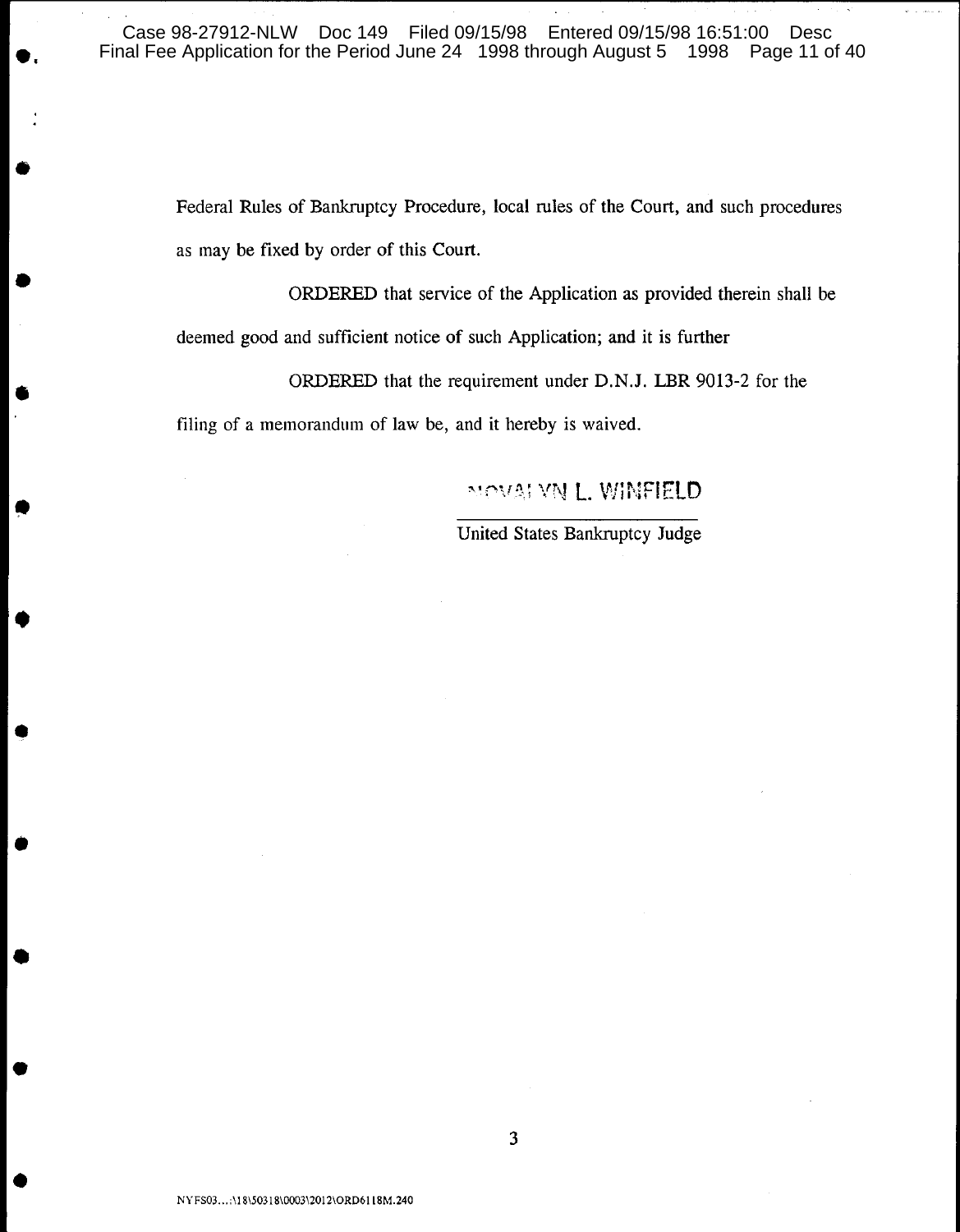Federal Rules of Bankruptcy Procedure, local rules of the Court, and such procedures as may be fixed by order of this Court.

ORDERED that service of the Application as provided therein shall be deemed good and sufficient notice of such Application; and it is further

ORDERED that the requirement under D.N.J. LBR 9013-2 for the filing of a memorandum of law be, and it hereby is waived.

NOVALYN L. WINFIELD

United States Bankruptcy Judge

NYFS03...\18\50318\0003\2012\ORD6118M.240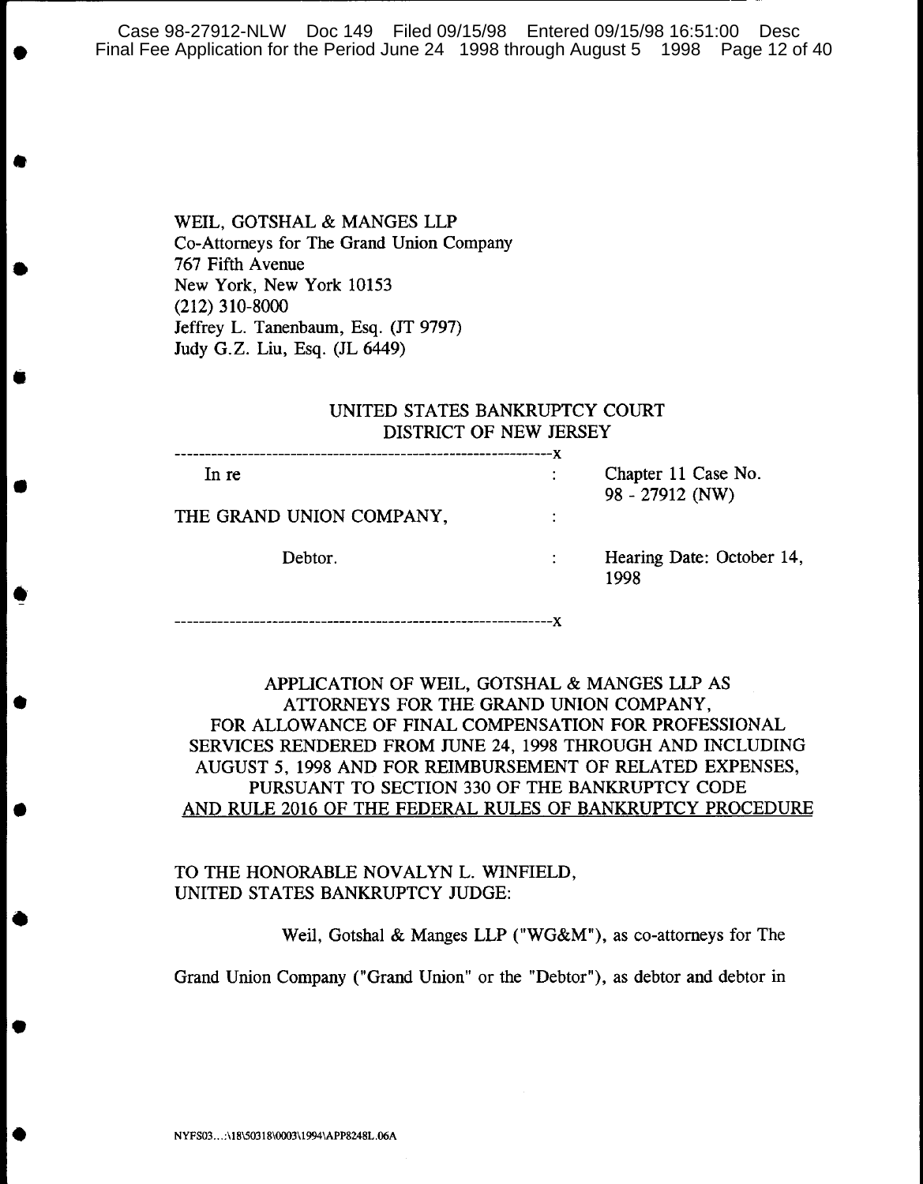WEIL, GOTSHAL & MANGES LLP
Co-Attorneys for The Grand Union Company
767 Fifth Avenue
New York, New York 10153
(212) 310-8000
Jeffrey L. Tanenbaum, Esq. (JT 9797)
Judy G.Z. Liu, Esq. (JL 6449)

UNITED STATES BANKRUPTCY COURT
DISTRICT OF NEW JERSEY

| | | |
|---|---|---|
| In re | : | Chapter 11 Case No. 98 - 27912 (NW) |
| THE GRAND UNION COMPANY, | : | |
| Debtor. | : | Hearing Date: October 14, 1998 |

APPLICATION OF WEIL, GOTSHAL & MANGES LLP AS ATTORNEYS FOR THE GRAND UNION COMPANY, FOR ALLOWANCE OF FINAL COMPENSATION FOR PROFESSIONAL SERVICES RENDERED FROM JUNE 24, 1998 THROUGH AND INCLUDING AUGUST 5, 1998 AND FOR REIMBURSEMENT OF RELATED EXPENSES, PURSUANT TO SECTION 330 OF THE BANKRUPTCY CODE AND RULE 2016 OF THE FEDERAL RULES OF BANKRUPTCY PROCEDURE

TO THE HONORABLE NOVALYN L. WINFIELD,
UNITED STATES BANKRUPTCY JUDGE:

Weil, Gotshal & Manges LLP ("WG&M"), as co-attorneys for The Grand Union Company ("Grand Union" or the "Debtor"), as debtor and debtor in

NYFS03...:\18\50318\0003\1994\APP8248L.06A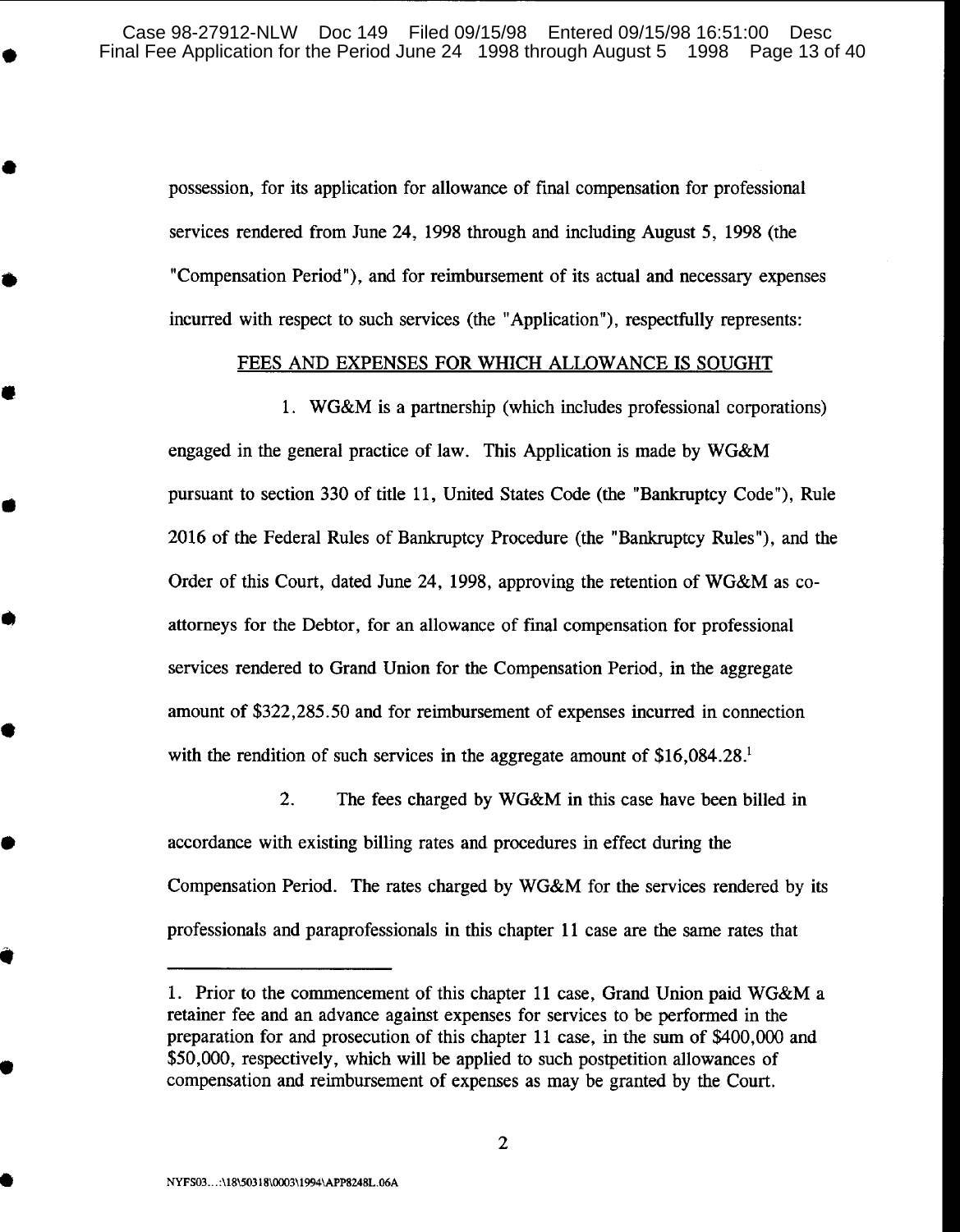possession, for its application for allowance of final compensation for professional services rendered from June 24, 1998 through and including August 5, 1998 (the "Compensation Period"), and for reimbursement of its actual and necessary expenses incurred with respect to such services (the "Application"), respectfully represents:

## FEES AND EXPENSES FOR WHICH ALLOWANCE IS SOUGHT

1. WG&M is a partnership (which includes professional corporations) engaged in the general practice of law. This Application is made by WG&M pursuant to section 330 of title 11, United States Code (the "Bankruptcy Code"), Rule 2016 of the Federal Rules of Bankruptcy Procedure (the "Bankruptcy Rules"), and the Order of this Court, dated June 24, 1998, approving the retention of WG&M as co-attorneys for the Debtor, for an allowance of final compensation for professional services rendered to Grand Union for the Compensation Period, in the aggregate amount of $322,285.50 and for reimbursement of expenses incurred in connection with the rendition of such services in the aggregate amount of $16,084.28.[1]

2. The fees charged by WG&M in this case have been billed in accordance with existing billing rates and procedures in effect during the Compensation Period. The rates charged by WG&M for the services rendered by its professionals and paraprofessionals in this chapter 11 case are the same rates that

---

1. Prior to the commencement of this chapter 11 case, Grand Union paid WG&M a retainer fee and an advance against expenses for services to be performed in the preparation for and prosecution of this chapter 11 case, in the sum of $400,000 and $50,000, respectively, which will be applied to such postpetition allowances of compensation and reimbursement of expenses as may be granted by the Court.

NYFS03...:\18\50318\0003\1994\APP8248L.06A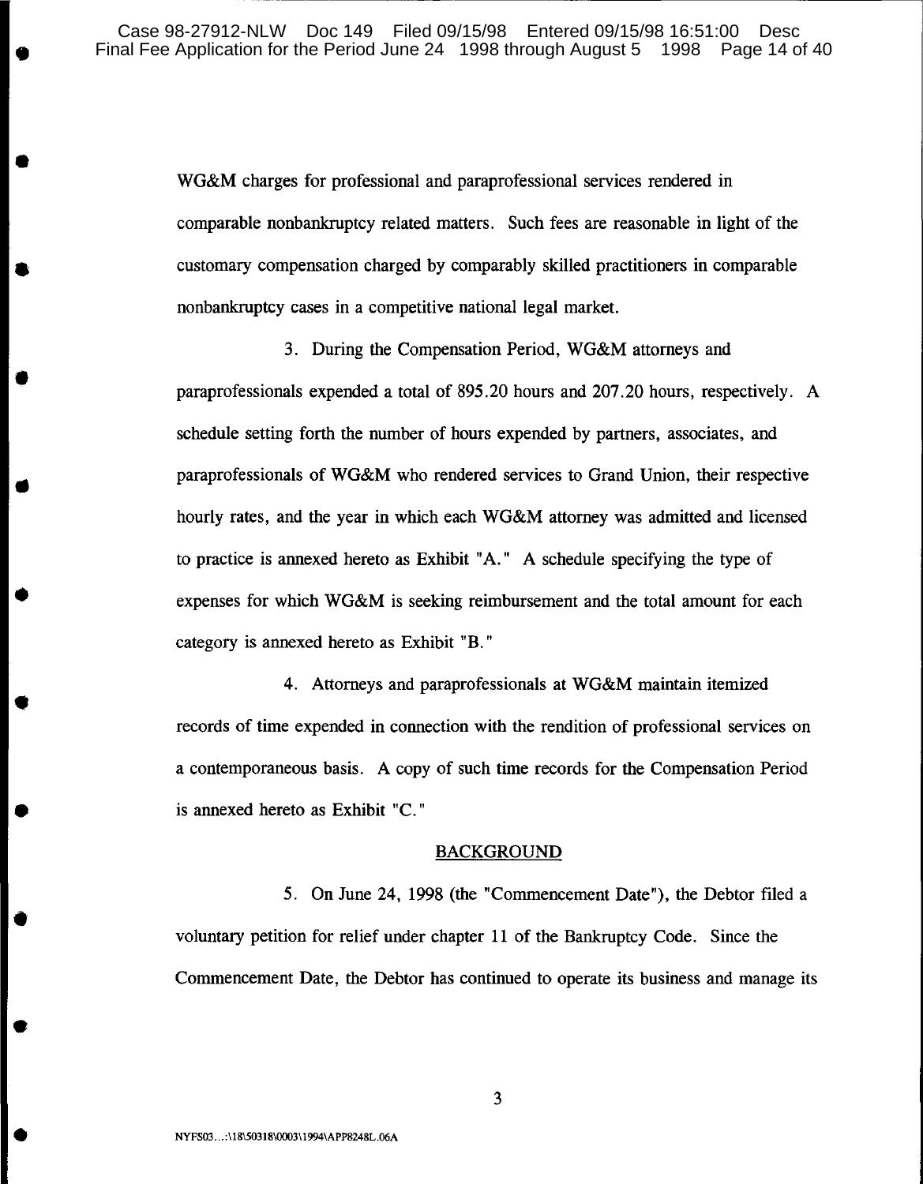WG&M charges for professional and paraprofessional services rendered in comparable nonbankruptcy related matters. Such fees are reasonable in light of the customary compensation charged by comparably skilled practitioners in comparable nonbankruptcy cases in a competitive national legal market.

3. During the Compensation Period, WG&M attorneys and paraprofessionals expended a total of 895.20 hours and 207.20 hours, respectively. A schedule setting forth the number of hours expended by partners, associates, and paraprofessionals of WG&M who rendered services to Grand Union, their respective hourly rates, and the year in which each WG&M attorney was admitted and licensed to practice is annexed hereto as Exhibit "A." A schedule specifying the type of expenses for which WG&M is seeking reimbursement and the total amount for each category is annexed hereto as Exhibit "B."

4. Attorneys and paraprofessionals at WG&M maintain itemized records of time expended in connection with the rendition of professional services on a contemporaneous basis. A copy of such time records for the Compensation Period is annexed hereto as Exhibit "C."

## BACKGROUND

5. On June 24, 1998 (the "Commencement Date"), the Debtor filed a voluntary petition for relief under chapter 11 of the Bankruptcy Code. Since the Commencement Date, the Debtor has continued to operate its business and manage its

NYFS03...:\18\50318\0003\1994\APP8248L.06A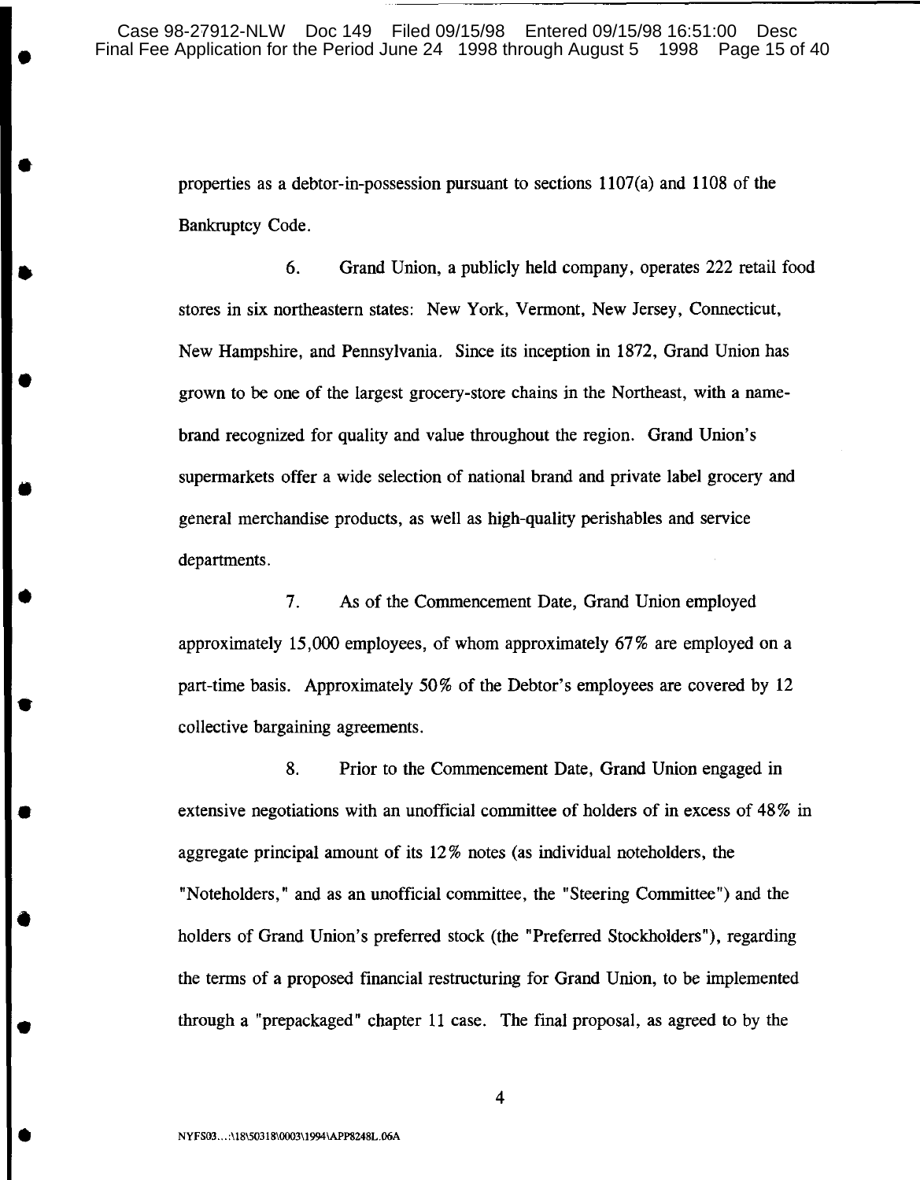properties as a debtor-in-possession pursuant to sections 1107(a) and 1108 of the Bankruptcy Code.

6. Grand Union, a publicly held company, operates 222 retail food stores in six northeastern states: New York, Vermont, New Jersey, Connecticut, New Hampshire, and Pennsylvania. Since its inception in 1872, Grand Union has grown to be one of the largest grocery-store chains in the Northeast, with a name-brand recognized for quality and value throughout the region. Grand Union's supermarkets offer a wide selection of national brand and private label grocery and general merchandise products, as well as high-quality perishables and service departments.

7. As of the Commencement Date, Grand Union employed approximately 15,000 employees, of whom approximately 67% are employed on a part-time basis. Approximately 50% of the Debtor's employees are covered by 12 collective bargaining agreements.

8. Prior to the Commencement Date, Grand Union engaged in extensive negotiations with an unofficial committee of holders of in excess of 48% in aggregate principal amount of its 12% notes (as individual noteholders, the "Noteholders," and as an unofficial committee, the "Steering Committee") and the holders of Grand Union's preferred stock (the "Preferred Stockholders"), regarding the terms of a proposed financial restructuring for Grand Union, to be implemented through a "prepackaged" chapter 11 case. The final proposal, as agreed to by the

NYFS03...:\18\50318\0003\1994\APP8248L.06A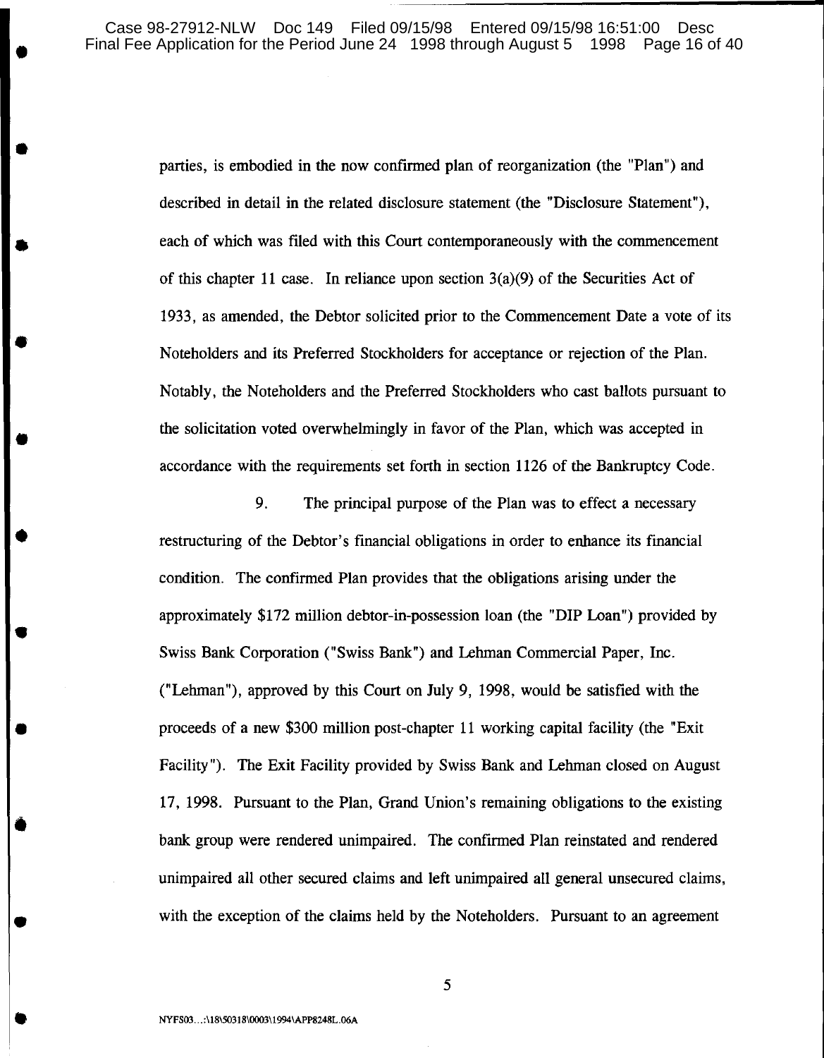parties, is embodied in the now confirmed plan of reorganization (the "Plan") and described in detail in the related disclosure statement (the "Disclosure Statement"), each of which was filed with this Court contemporaneously with the commencement of this chapter 11 case. In reliance upon section 3(a)(9) of the Securities Act of 1933, as amended, the Debtor solicited prior to the Commencement Date a vote of its Noteholders and its Preferred Stockholders for acceptance or rejection of the Plan. Notably, the Noteholders and the Preferred Stockholders who cast ballots pursuant to the solicitation voted overwhelmingly in favor of the Plan, which was accepted in accordance with the requirements set forth in section 1126 of the Bankruptcy Code.

9. The principal purpose of the Plan was to effect a necessary restructuring of the Debtor's financial obligations in order to enhance its financial condition. The confirmed Plan provides that the obligations arising under the approximately $172 million debtor-in-possession loan (the "DIP Loan") provided by Swiss Bank Corporation ("Swiss Bank") and Lehman Commercial Paper, Inc. ("Lehman"), approved by this Court on July 9, 1998, would be satisfied with the proceeds of a new $300 million post-chapter 11 working capital facility (the "Exit Facility"). The Exit Facility provided by Swiss Bank and Lehman closed on August 17, 1998. Pursuant to the Plan, Grand Union's remaining obligations to the existing bank group were rendered unimpaired. The confirmed Plan reinstated and rendered unimpaired all other secured claims and left unimpaired all general unsecured claims, with the exception of the claims held by the Noteholders. Pursuant to an agreement

NYFS03...:\18\50318\0003\1994\APP8248L.06A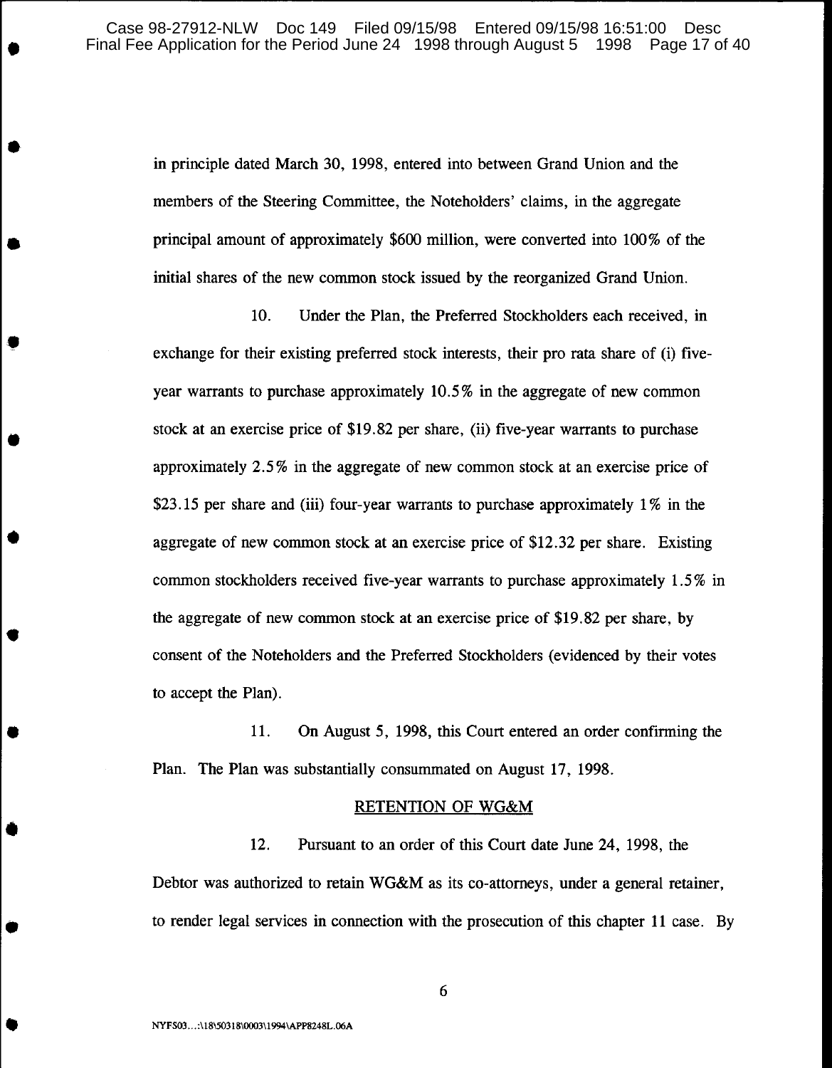in principle dated March 30, 1998, entered into between Grand Union and the members of the Steering Committee, the Noteholders' claims, in the aggregate principal amount of approximately $600 million, were converted into 100% of the initial shares of the new common stock issued by the reorganized Grand Union.

10. Under the Plan, the Preferred Stockholders each received, in exchange for their existing preferred stock interests, their pro rata share of (i) five-year warrants to purchase approximately 10.5% in the aggregate of new common stock at an exercise price of $19.82 per share, (ii) five-year warrants to purchase approximately 2.5% in the aggregate of new common stock at an exercise price of $23.15 per share and (iii) four-year warrants to purchase approximately 1% in the aggregate of new common stock at an exercise price of $12.32 per share. Existing common stockholders received five-year warrants to purchase approximately 1.5% in the aggregate of new common stock at an exercise price of $19.82 per share, by consent of the Noteholders and the Preferred Stockholders (evidenced by their votes to accept the Plan).

11. On August 5, 1998, this Court entered an order confirming the Plan. The Plan was substantially consummated on August 17, 1998.

## RETENTION OF WG&M

12. Pursuant to an order of this Court date June 24, 1998, the Debtor was authorized to retain WG&M as its co-attorneys, under a general retainer, to render legal services in connection with the prosecution of this chapter 11 case. By

NYFS03...:\18\50318\0003\1994\APP8248L.06A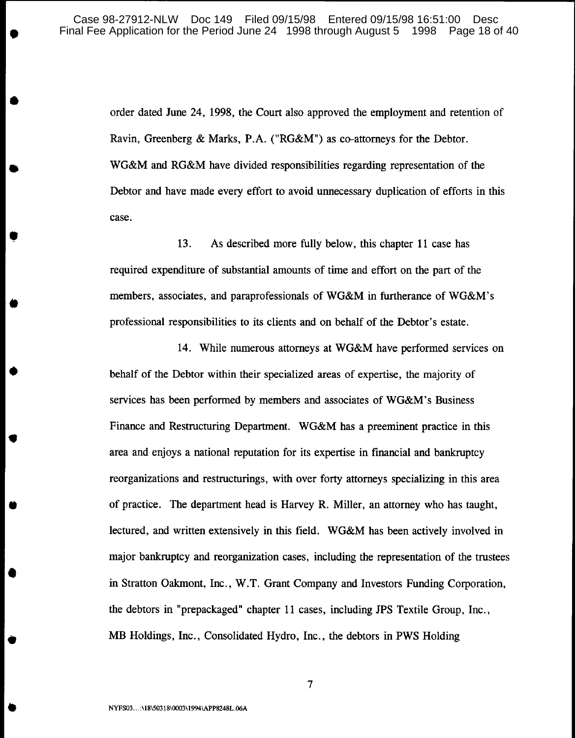order dated June 24, 1998, the Court also approved the employment and retention of Ravin, Greenberg & Marks, P.A. ("RG&M") as co-attorneys for the Debtor. WG&M and RG&M have divided responsibilities regarding representation of the Debtor and have made every effort to avoid unnecessary duplication of efforts in this case.

13. As described more fully below, this chapter 11 case has required expenditure of substantial amounts of time and effort on the part of the members, associates, and paraprofessionals of WG&M in furtherance of WG&M's professional responsibilities to its clients and on behalf of the Debtor's estate.

14. While numerous attorneys at WG&M have performed services on behalf of the Debtor within their specialized areas of expertise, the majority of services has been performed by members and associates of WG&M's Business Finance and Restructuring Department. WG&M has a preeminent practice in this area and enjoys a national reputation for its expertise in financial and bankruptcy reorganizations and restructurings, with over forty attorneys specializing in this area of practice. The department head is Harvey R. Miller, an attorney who has taught, lectured, and written extensively in this field. WG&M has been actively involved in major bankruptcy and reorganization cases, including the representation of the trustees in Stratton Oakmont, Inc., W.T. Grant Company and Investors Funding Corporation, the debtors in "prepackaged" chapter 11 cases, including JPS Textile Group, Inc., MB Holdings, Inc., Consolidated Hydro, Inc., the debtors in PWS Holding

NYFS03...:\18\50318\0003\1994\APP8248L.06A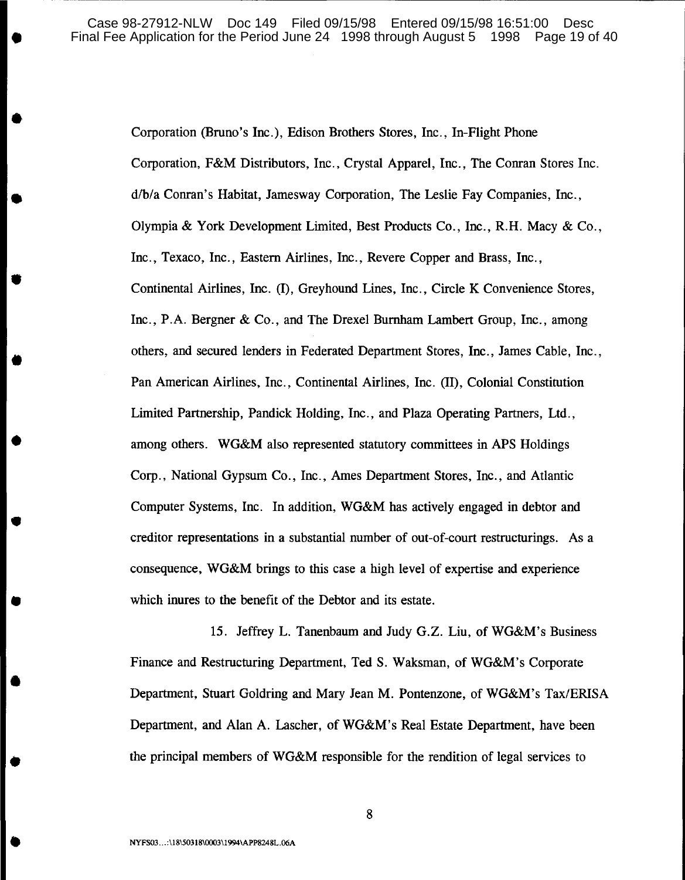Corporation (Bruno's Inc.), Edison Brothers Stores, Inc., In-Flight Phone Corporation, F&M Distributors, Inc., Crystal Apparel, Inc., The Conran Stores Inc. d/b/a Conran's Habitat, Jamesway Corporation, The Leslie Fay Companies, Inc., Olympia & York Development Limited, Best Products Co., Inc., R.H. Macy & Co., Inc., Texaco, Inc., Eastern Airlines, Inc., Revere Copper and Brass, Inc., Continental Airlines, Inc. (I), Greyhound Lines, Inc., Circle K Convenience Stores, Inc., P.A. Bergner & Co., and The Drexel Burnham Lambert Group, Inc., among others, and secured lenders in Federated Department Stores, Inc., James Cable, Inc., Pan American Airlines, Inc., Continental Airlines, Inc. (II), Colonial Constitution Limited Partnership, Pandick Holding, Inc., and Plaza Operating Partners, Ltd., among others. WG&M also represented statutory committees in APS Holdings Corp., National Gypsum Co., Inc., Ames Department Stores, Inc., and Atlantic Computer Systems, Inc. In addition, WG&M has actively engaged in debtor and creditor representations in a substantial number of out-of-court restructurings. As a consequence, WG&M brings to this case a high level of expertise and experience which inures to the benefit of the Debtor and its estate.

15. Jeffrey L. Tanenbaum and Judy G.Z. Liu, of WG&M's Business Finance and Restructuring Department, Ted S. Waksman, of WG&M's Corporate Department, Stuart Goldring and Mary Jean M. Pontenzone, of WG&M's Tax/ERISA Department, and Alan A. Lascher, of WG&M's Real Estate Department, have been the principal members of WG&M responsible for the rendition of legal services to

NYFS03...:\18\50318\0003\1994\APP8248L.06A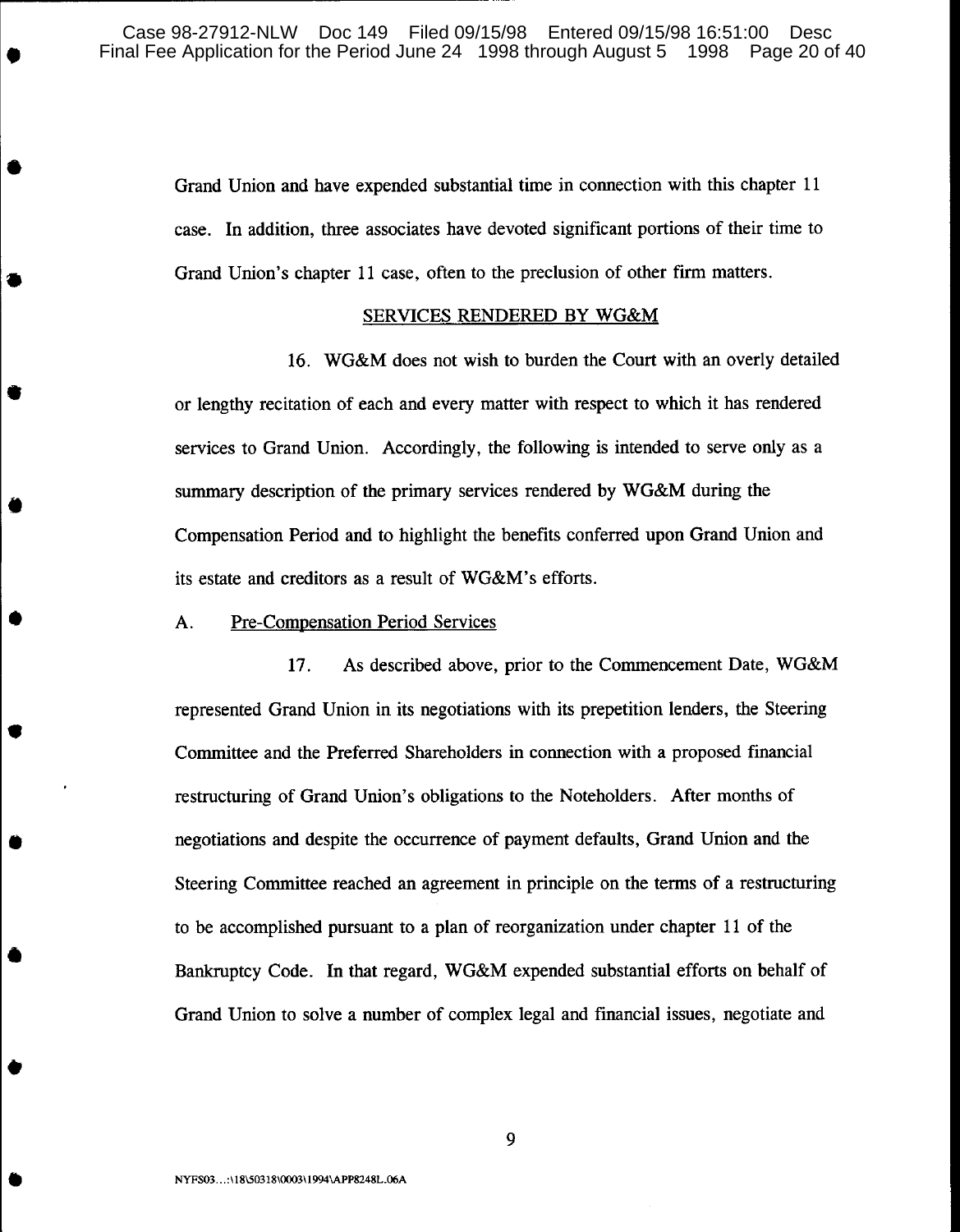Grand Union and have expended substantial time in connection with this chapter 11 case. In addition, three associates have devoted significant portions of their time to Grand Union's chapter 11 case, often to the preclusion of other firm matters.

## SERVICES RENDERED BY WG&M

16. WG&M does not wish to burden the Court with an overly detailed or lengthy recitation of each and every matter with respect to which it has rendered services to Grand Union. Accordingly, the following is intended to serve only as a summary description of the primary services rendered by WG&M during the Compensation Period and to highlight the benefits conferred upon Grand Union and its estate and creditors as a result of WG&M's efforts.

### A. Pre-Compensation Period Services

17. As described above, prior to the Commencement Date, WG&M represented Grand Union in its negotiations with its prepetition lenders, the Steering Committee and the Preferred Shareholders in connection with a proposed financial restructuring of Grand Union's obligations to the Noteholders. After months of negotiations and despite the occurrence of payment defaults, Grand Union and the Steering Committee reached an agreement in principle on the terms of a restructuring to be accomplished pursuant to a plan of reorganization under chapter 11 of the Bankruptcy Code. In that regard, WG&M expended substantial efforts on behalf of Grand Union to solve a number of complex legal and financial issues, negotiate and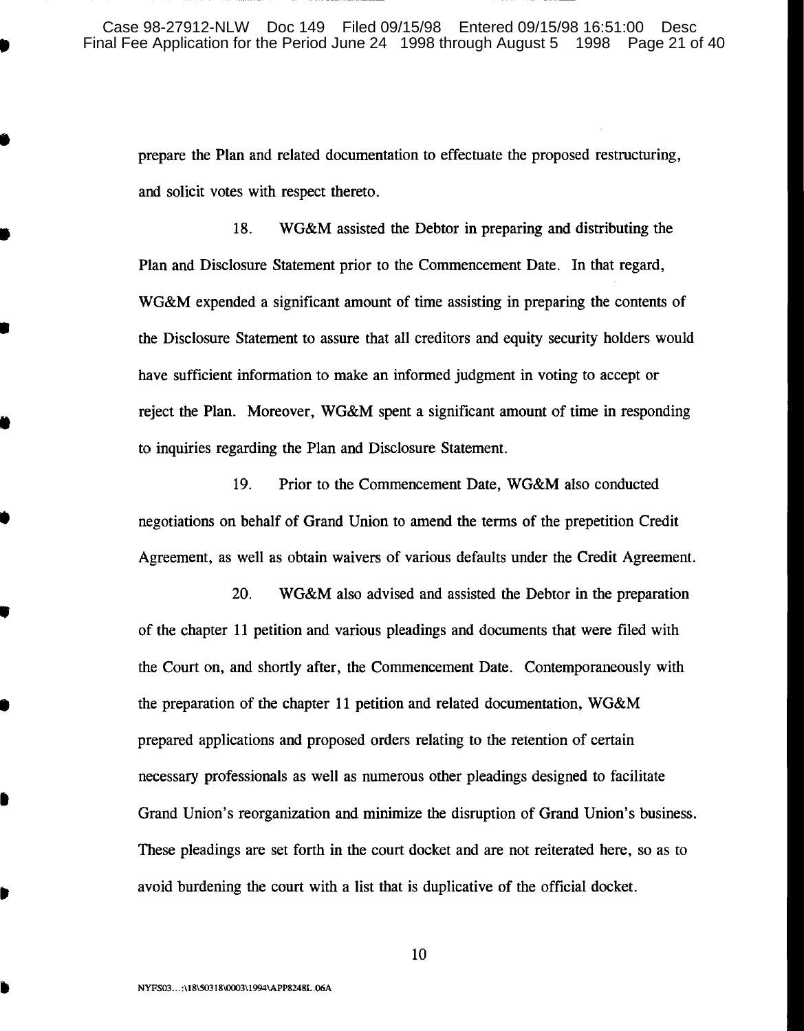prepare the Plan and related documentation to effectuate the proposed restructuring, and solicit votes with respect thereto.

18. WG&M assisted the Debtor in preparing and distributing the Plan and Disclosure Statement prior to the Commencement Date. In that regard, WG&M expended a significant amount of time assisting in preparing the contents of the Disclosure Statement to assure that all creditors and equity security holders would have sufficient information to make an informed judgment in voting to accept or reject the Plan. Moreover, WG&M spent a significant amount of time in responding to inquiries regarding the Plan and Disclosure Statement.

19. Prior to the Commencement Date, WG&M also conducted negotiations on behalf of Grand Union to amend the terms of the prepetition Credit Agreement, as well as obtain waivers of various defaults under the Credit Agreement.

20. WG&M also advised and assisted the Debtor in the preparation of the chapter 11 petition and various pleadings and documents that were filed with the Court on, and shortly after, the Commencement Date. Contemporaneously with the preparation of the chapter 11 petition and related documentation, WG&M prepared applications and proposed orders relating to the retention of certain necessary professionals as well as numerous other pleadings designed to facilitate Grand Union's reorganization and minimize the disruption of Grand Union's business. These pleadings are set forth in the court docket and are not reiterated here, so as to avoid burdening the court with a list that is duplicative of the official docket.

NYFS03...:\18\50318\0003\1994\APP8248L.06A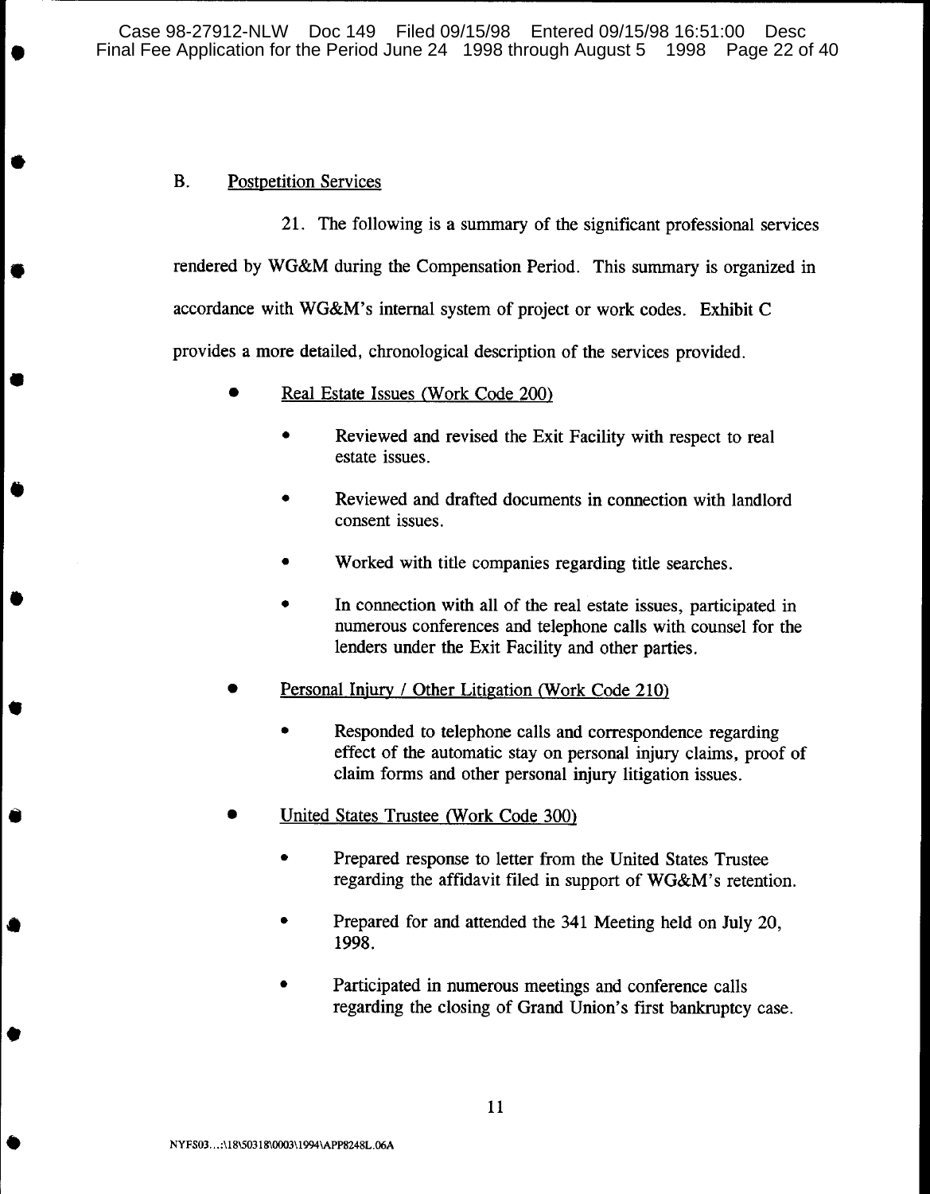## B. Postpetition Services

21. The following is a summary of the significant professional services rendered by WG&M during the Compensation Period. This summary is organized in accordance with WG&M's internal system of project or work codes. **Exhibit C** provides a more detailed, chronological description of the services provided.

- Real Estate Issues (Work Code 200)
  - Reviewed and revised the Exit Facility with respect to real estate issues.
  - Reviewed and drafted documents in connection with landlord consent issues.
  - Worked with title companies regarding title searches.
  - In connection with all of the real estate issues, participated in numerous conferences and telephone calls with counsel for the lenders under the Exit Facility and other parties.
- Personal Injury / Other Litigation (Work Code 210)
  - Responded to telephone calls and correspondence regarding effect of the automatic stay on personal injury claims, proof of claim forms and other personal injury litigation issues.
- United States Trustee (Work Code 300)
  - Prepared response to letter from the United States Trustee regarding the affidavit filed in support of WG&M's retention.
  - Prepared for and attended the 341 Meeting held on July 20, 1998.
  - Participated in numerous meetings and conference calls regarding the closing of Grand Union's first bankruptcy case.

NYFS03...:\18\50318\0003\1994\APP8248L.06A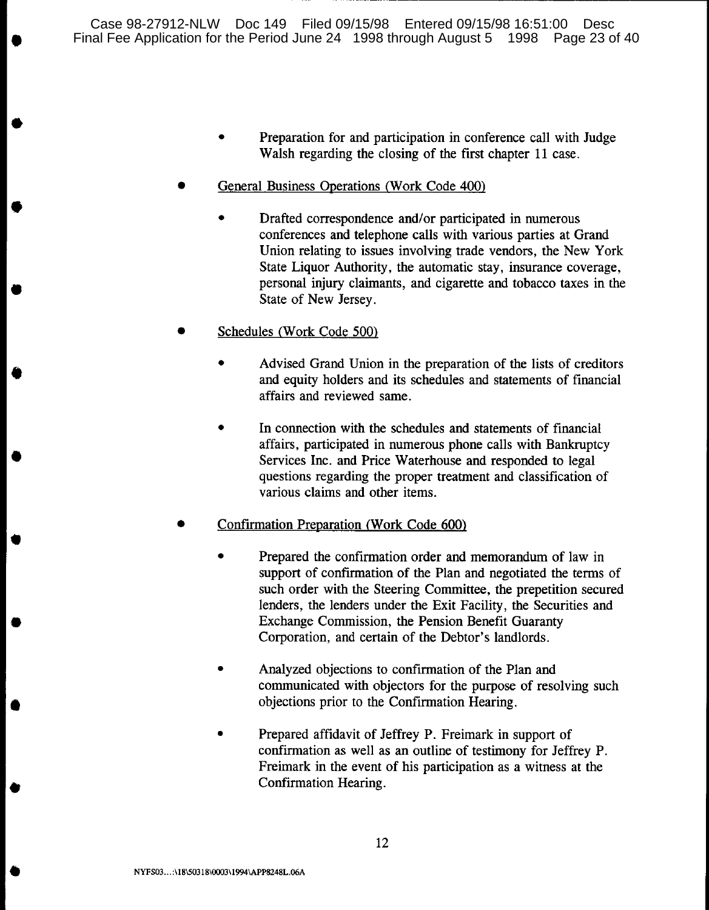- Preparation for and participation in conference call with Judge Walsh regarding the closing of the first chapter 11 case.

- General Business Operations (Work Code 400)

  - Drafted correspondence and/or participated in numerous conferences and telephone calls with various parties at Grand Union relating to issues involving trade vendors, the New York State Liquor Authority, the automatic stay, insurance coverage, personal injury claimants, and cigarette and tobacco taxes in the State of New Jersey.

- Schedules (Work Code 500)

  - Advised Grand Union in the preparation of the lists of creditors and equity holders and its schedules and statements of financial affairs and reviewed same.

  - In connection with the schedules and statements of financial affairs, participated in numerous phone calls with Bankruptcy Services Inc. and Price Waterhouse and responded to legal questions regarding the proper treatment and classification of various claims and other items.

- Confirmation Preparation (Work Code 600)

  - Prepared the confirmation order and memorandum of law in support of confirmation of the Plan and negotiated the terms of such order with the Steering Committee, the prepetition secured lenders, the lenders under the Exit Facility, the Securities and Exchange Commission, the Pension Benefit Guaranty Corporation, and certain of the Debtor's landlords.

  - Analyzed objections to confirmation of the Plan and communicated with objectors for the purpose of resolving such objections prior to the Confirmation Hearing.

  - Prepared affidavit of Jeffrey P. Freimark in support of confirmation as well as an outline of testimony for Jeffrey P. Freimark in the event of his participation as a witness at the Confirmation Hearing.

NYFS03...:\18\50318\0003\1994\APP8248L.06A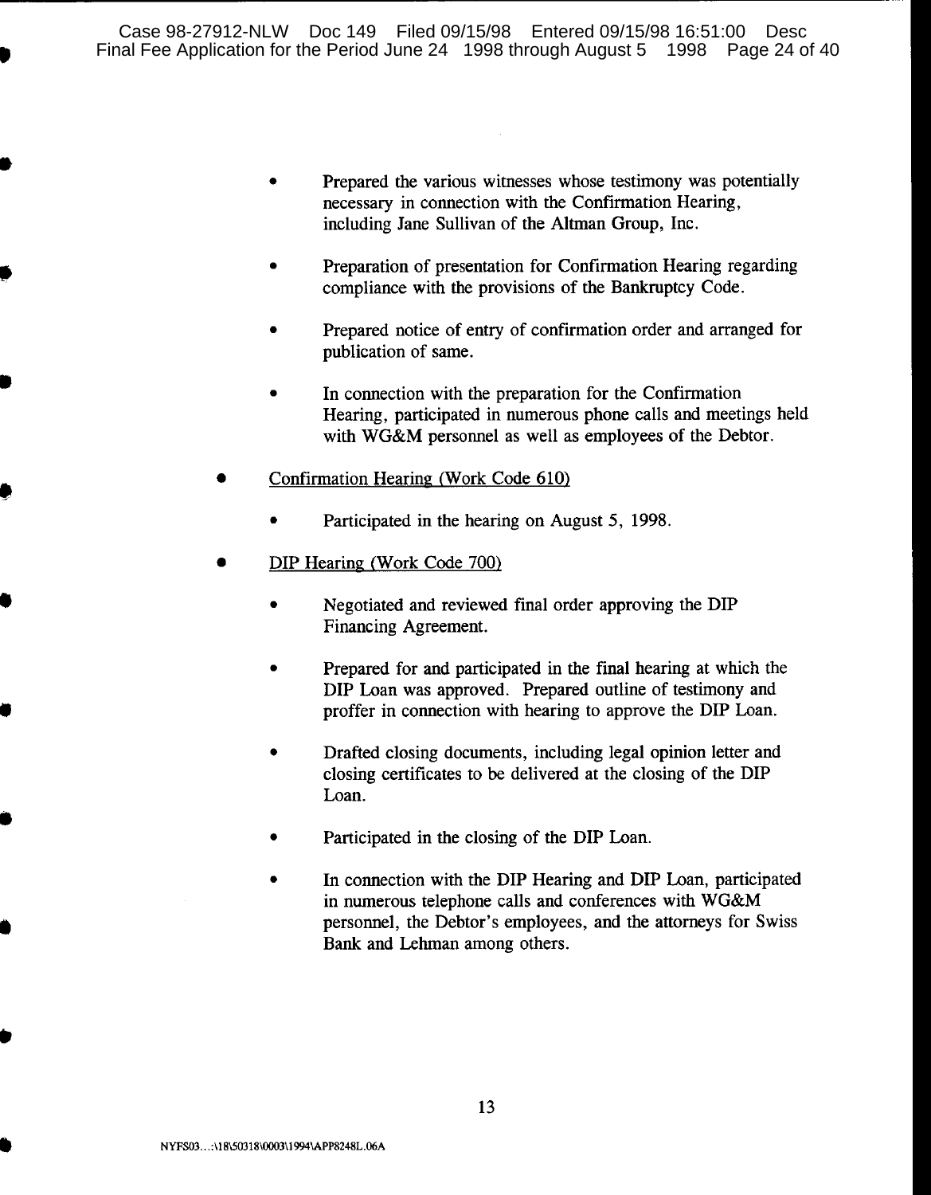- Prepared the various witnesses whose testimony was potentially necessary in connection with the Confirmation Hearing, including Jane Sullivan of the Altman Group, Inc.

    - Preparation of presentation for Confirmation Hearing regarding compliance with the provisions of the Bankruptcy Code.

    - Prepared notice of entry of confirmation order and arranged for publication of same.

    - In connection with the preparation for the Confirmation Hearing, participated in numerous phone calls and meetings held with WG&M personnel as well as employees of the Debtor.

- <u>Confirmation Hearing (Work Code 610)</u>

    - Participated in the hearing on August 5, 1998.

- <u>DIP Hearing (Work Code 700)</u>

    - Negotiated and reviewed final order approving the DIP Financing Agreement.

    - Prepared for and participated in the final hearing at which the DIP Loan was approved. Prepared outline of testimony and proffer in connection with hearing to approve the DIP Loan.

    - Drafted closing documents, including legal opinion letter and closing certificates to be delivered at the closing of the DIP Loan.

    - Participated in the closing of the DIP Loan.

    - In connection with the DIP Hearing and DIP Loan, participated in numerous telephone calls and conferences with WG&M personnel, the Debtor's employees, and the attorneys for Swiss Bank and Lehman among others.

NYFS03...:\18\50318\0003\1994\APP8248L.06A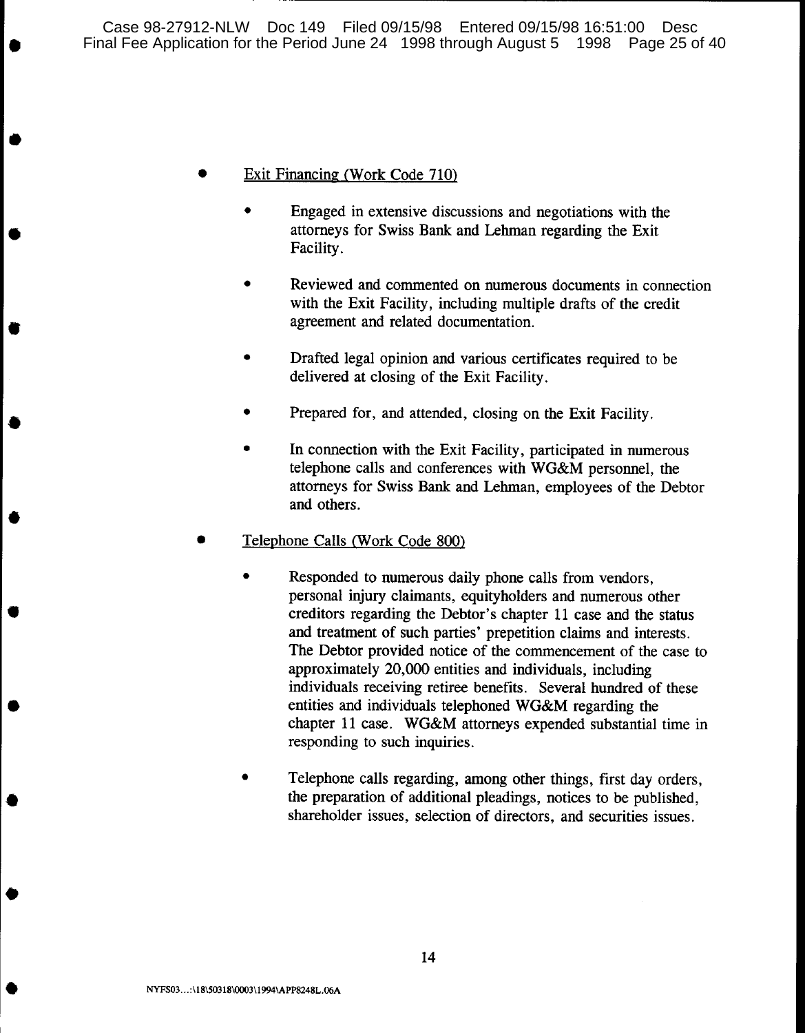- <u>Exit Financing (Work Code 710)</u>

    - Engaged in extensive discussions and negotiations with the attorneys for Swiss Bank and Lehman regarding the Exit Facility.

    - Reviewed and commented on numerous documents in connection with the Exit Facility, including multiple drafts of the credit agreement and related documentation.

    - Drafted legal opinion and various certificates required to be delivered at closing of the Exit Facility.

    - Prepared for, and attended, closing on the Exit Facility.

    - In connection with the Exit Facility, participated in numerous telephone calls and conferences with WG&M personnel, the attorneys for Swiss Bank and Lehman, employees of the Debtor and others.

- <u>Telephone Calls (Work Code 800)</u>

    - Responded to numerous daily phone calls from vendors, personal injury claimants, equityholders and numerous other creditors regarding the Debtor's chapter 11 case and the status and treatment of such parties' prepetition claims and interests. The Debtor provided notice of the commencement of the case to approximately 20,000 entities and individuals, including individuals receiving retiree benefits. Several hundred of these entities and individuals telephoned WG&M regarding the chapter 11 case. WG&M attorneys expended substantial time in responding to such inquiries.

    - Telephone calls regarding, among other things, first day orders, the preparation of additional pleadings, notices to be published, shareholder issues, selection of directors, and securities issues.

NYFS03...:\18\50318\0003\1994\APP8248L.06A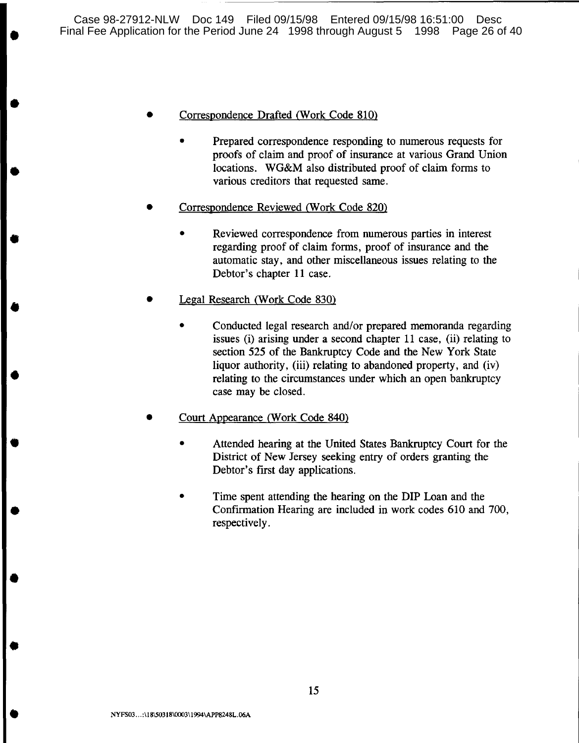- <u>Correspondence Drafted (Work Code 810)</u>

  - Prepared correspondence responding to numerous requests for proofs of claim and proof of insurance at various Grand Union locations. WG&M also distributed proof of claim forms to various creditors that requested same.

- <u>Correspondence Reviewed (Work Code 820)</u>

  - Reviewed correspondence from numerous parties in interest regarding proof of claim forms, proof of insurance and the automatic stay, and other miscellaneous issues relating to the Debtor's chapter 11 case.

- <u>Legal Research (Work Code 830)</u>

  - Conducted legal research and/or prepared memoranda regarding issues (i) arising under a second chapter 11 case, (ii) relating to section 525 of the Bankruptcy Code and the New York State liquor authority, (iii) relating to abandoned property, and (iv) relating to the circumstances under which an open bankruptcy case may be closed.

- <u>Court Appearance (Work Code 840)</u>

  - Attended hearing at the United States Bankruptcy Court for the District of New Jersey seeking entry of orders granting the Debtor's first day applications.

  - Time spent attending the hearing on the DIP Loan and the Confirmation Hearing are included in work codes 610 and 700, respectively.

NYFS03...:\18\50318\0003\1994\APP8248L.06A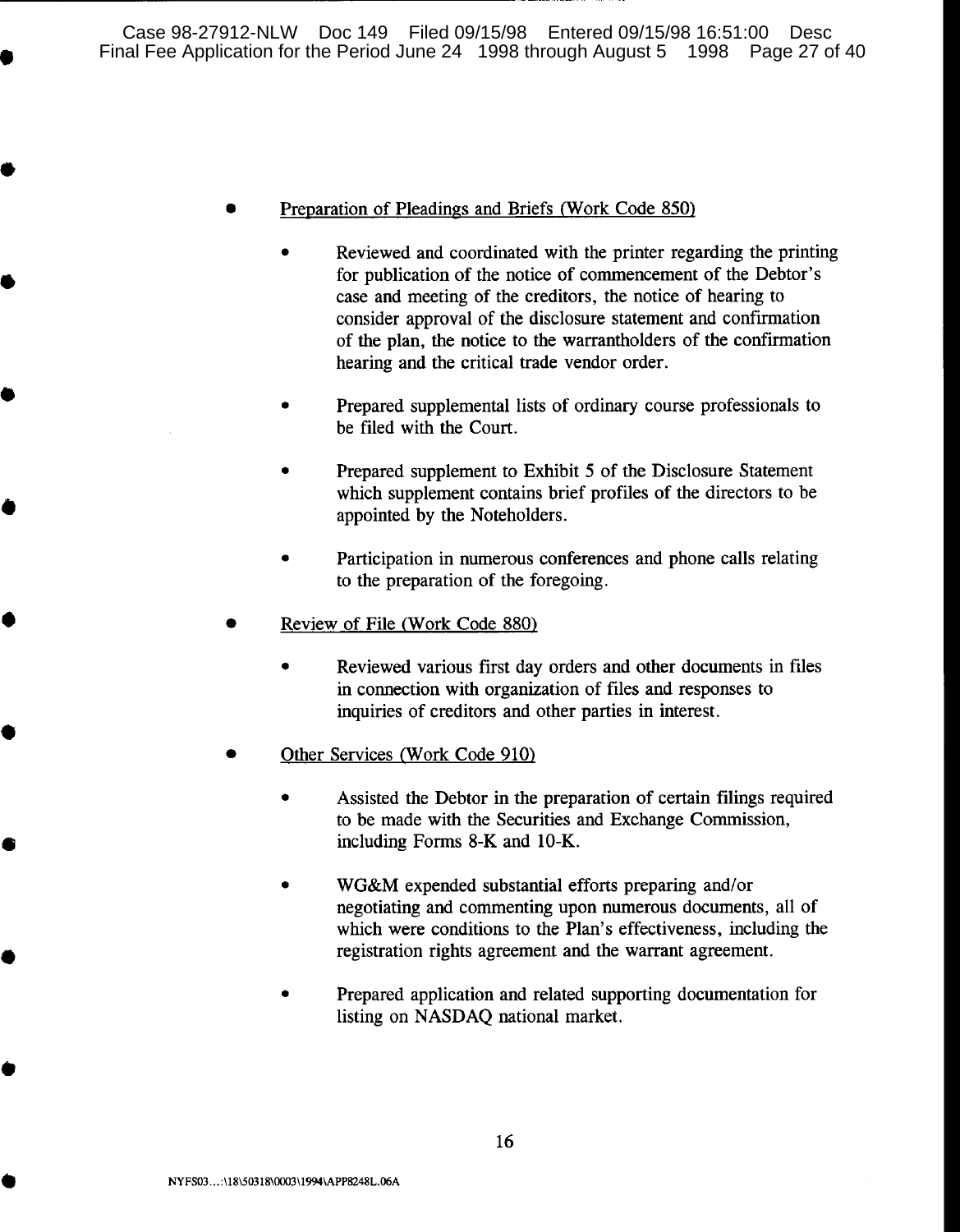- <u>Preparation of Pleadings and Briefs (Work Code 850)</u>

    - Reviewed and coordinated with the printer regarding the printing for publication of the notice of commencement of the Debtor's case and meeting of the creditors, the notice of hearing to consider approval of the disclosure statement and confirmation of the plan, the notice to the warrantholders of the confirmation hearing and the critical trade vendor order.

    - Prepared supplemental lists of ordinary course professionals to be filed with the Court.

    - Prepared supplement to Exhibit 5 of the Disclosure Statement which supplement contains brief profiles of the directors to be appointed by the Noteholders.

    - Participation in numerous conferences and phone calls relating to the preparation of the foregoing.

- <u>Review of File (Work Code 880)</u>

    - Reviewed various first day orders and other documents in files in connection with organization of files and responses to inquiries of creditors and other parties in interest.

- <u>Other Services (Work Code 910)</u>

    - Assisted the Debtor in the preparation of certain filings required to be made with the Securities and Exchange Commission, including Forms 8-K and 10-K.

    - WG&M expended substantial efforts preparing and/or negotiating and commenting upon numerous documents, all of which were conditions to the Plan's effectiveness, including the registration rights agreement and the warrant agreement.

    - Prepared application and related supporting documentation for listing on NASDAQ national market.

NYFS03...:\18\50318\0003\1994\APP8248L.06A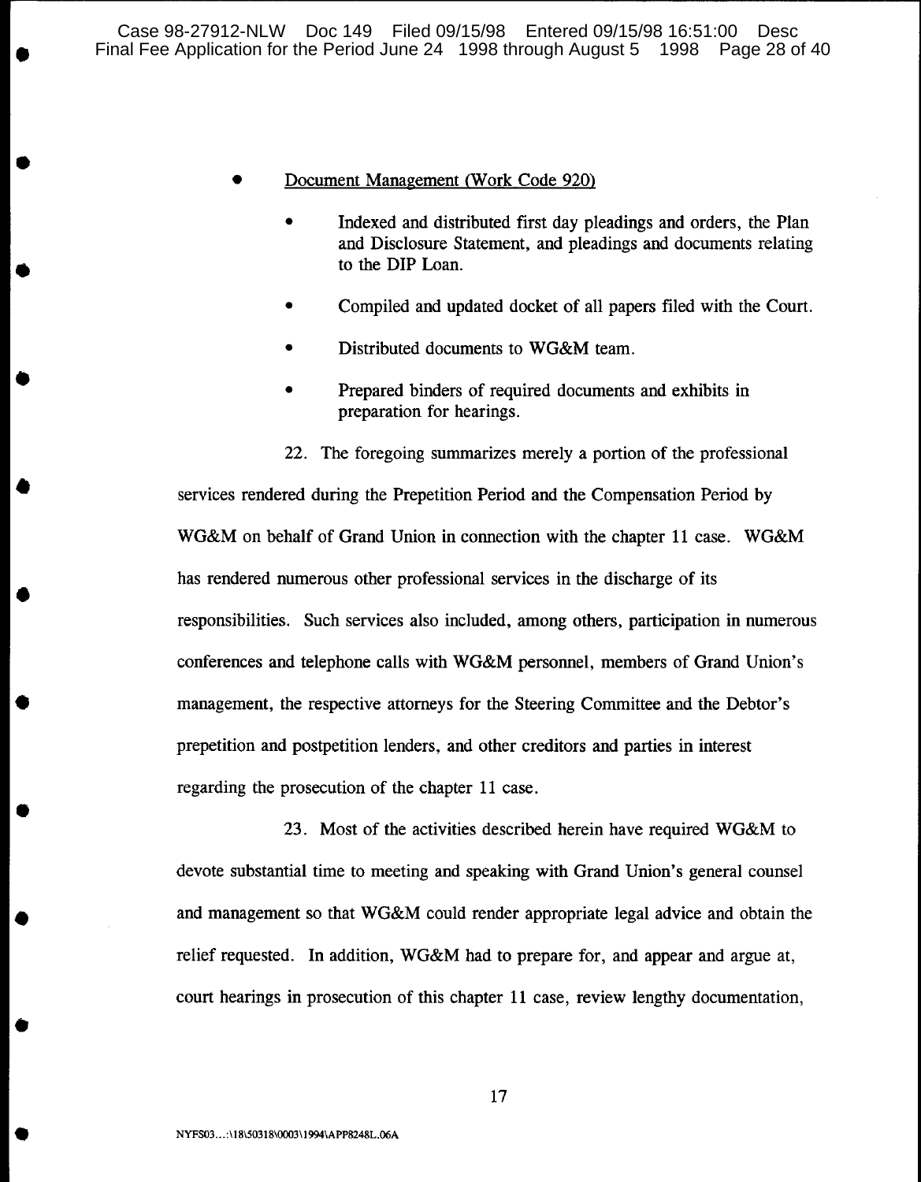- <u>Document Management (Work Code 920)</u>

  - Indexed and distributed first day pleadings and orders, the Plan and Disclosure Statement, and pleadings and documents relating to the DIP Loan.

  - Compiled and updated docket of all papers filed with the Court.

  - Distributed documents to WG&M team.

  - Prepared binders of required documents and exhibits in preparation for hearings.

22. The foregoing summarizes merely a portion of the professional services rendered during the Prepetition Period and the Compensation Period by WG&M on behalf of Grand Union in connection with the chapter 11 case. WG&M has rendered numerous other professional services in the discharge of its responsibilities. Such services also included, among others, participation in numerous conferences and telephone calls with WG&M personnel, members of Grand Union's management, the respective attorneys for the Steering Committee and the Debtor's prepetition and postpetition lenders, and other creditors and parties in interest regarding the prosecution of the chapter 11 case.

23. Most of the activities described herein have required WG&M to devote substantial time to meeting and speaking with Grand Union's general counsel and management so that WG&M could render appropriate legal advice and obtain the relief requested. In addition, WG&M had to prepare for, and appear and argue at, court hearings in prosecution of this chapter 11 case, review lengthy documentation,

NYFS03...:\18\50318\0003\1994\APP8248L.06A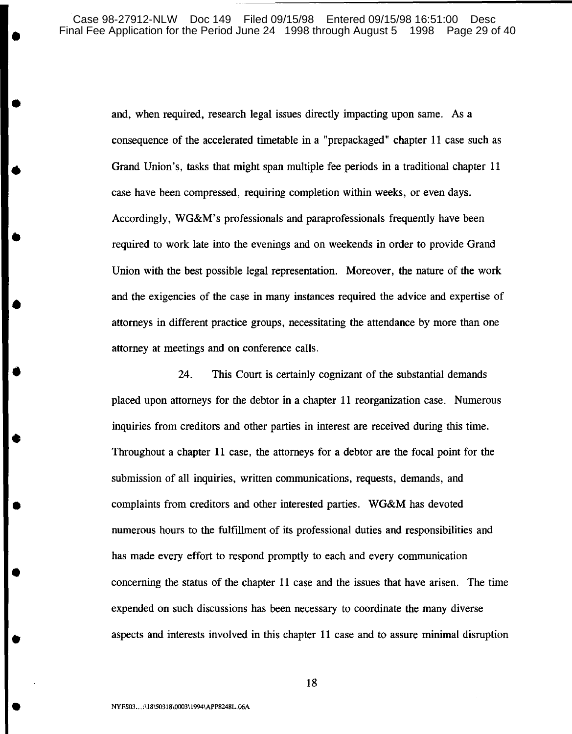and, when required, research legal issues directly impacting upon same. As a consequence of the accelerated timetable in a "prepackaged" chapter 11 case such as Grand Union's, tasks that might span multiple fee periods in a traditional chapter 11 case have been compressed, requiring completion within weeks, or even days. Accordingly, WG&M's professionals and paraprofessionals frequently have been required to work late into the evenings and on weekends in order to provide Grand Union with the best possible legal representation. Moreover, the nature of the work and the exigencies of the case in many instances required the advice and expertise of attorneys in different practice groups, necessitating the attendance by more than one attorney at meetings and on conference calls.

24. This Court is certainly cognizant of the substantial demands placed upon attorneys for the debtor in a chapter 11 reorganization case. Numerous inquiries from creditors and other parties in interest are received during this time. Throughout a chapter 11 case, the attorneys for a debtor are the focal point for the submission of all inquiries, written communications, requests, demands, and complaints from creditors and other interested parties. WG&M has devoted numerous hours to the fulfillment of its professional duties and responsibilities and has made every effort to respond promptly to each and every communication concerning the status of the chapter 11 case and the issues that have arisen. The time expended on such discussions has been necessary to coordinate the many diverse aspects and interests involved in this chapter 11 case and to assure minimal disruption

NYFS03...:\18\50318\0003\1994\APP8248L.06A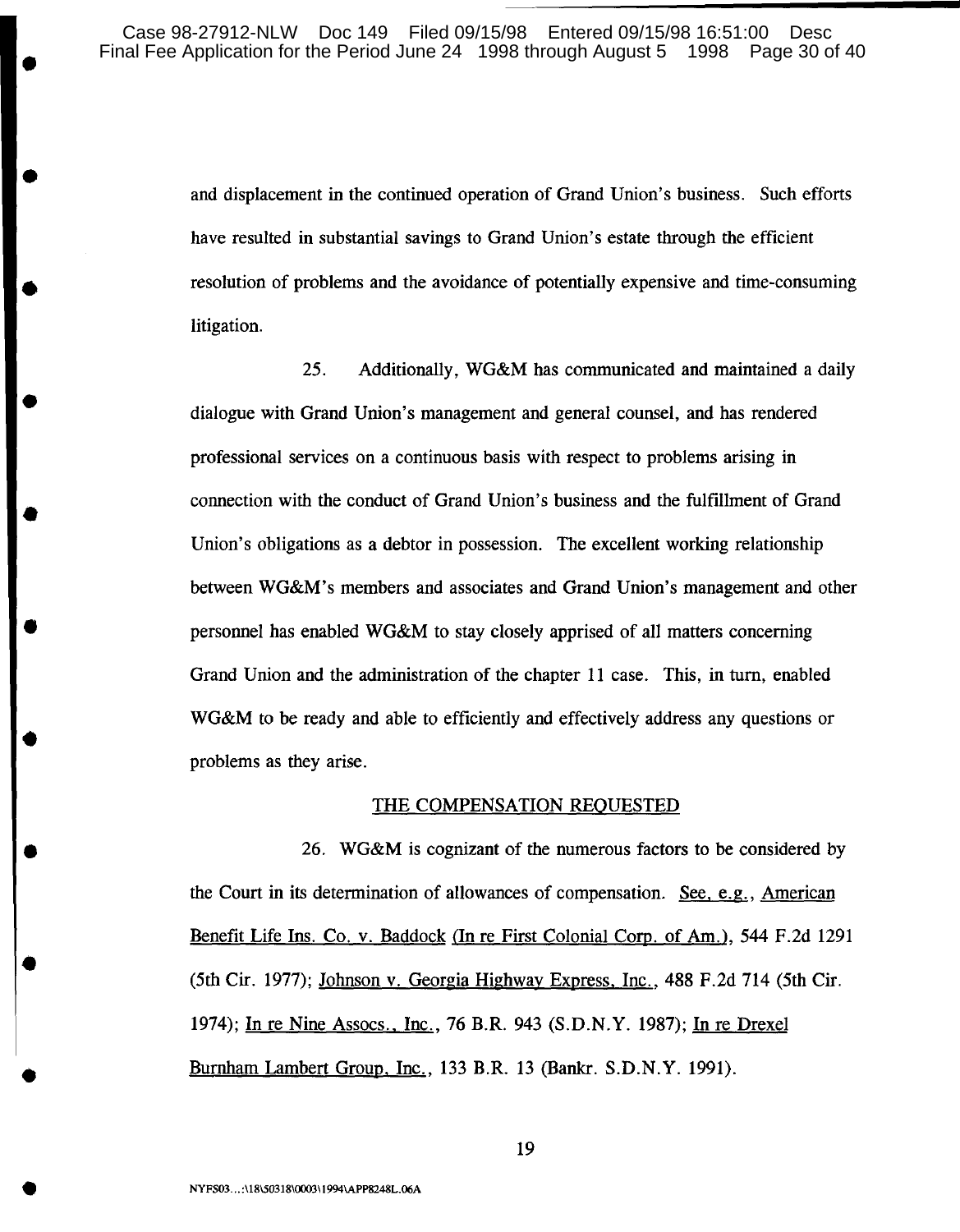and displacement in the continued operation of Grand Union's business. Such efforts have resulted in substantial savings to Grand Union's estate through the efficient resolution of problems and the avoidance of potentially expensive and time-consuming litigation.

25. Additionally, WG&M has communicated and maintained a daily dialogue with Grand Union's management and general counsel, and has rendered professional services on a continuous basis with respect to problems arising in connection with the conduct of Grand Union's business and the fulfillment of Grand Union's obligations as a debtor in possession. The excellent working relationship between WG&M's members and associates and Grand Union's management and other personnel has enabled WG&M to stay closely apprised of all matters concerning Grand Union and the administration of the chapter 11 case. This, in turn, enabled WG&M to be ready and able to efficiently and effectively address any questions or problems as they arise.

## THE COMPENSATION REQUESTED

26. WG&M is cognizant of the numerous factors to be considered by the Court in its determination of allowances of compensation. See, e.g., American Benefit Life Ins. Co. v. Baddock (In re First Colonial Corp. of Am.), 544 F.2d 1291 (5th Cir. 1977); Johnson v. Georgia Highway Express, Inc., 488 F.2d 714 (5th Cir. 1974); In re Nine Assocs., Inc., 76 B.R. 943 (S.D.N.Y. 1987); In re Drexel Burnham Lambert Group, Inc., 133 B.R. 13 (Bankr. S.D.N.Y. 1991).

NYFS03...:\18\50318\0003\1994\APP8248L.06A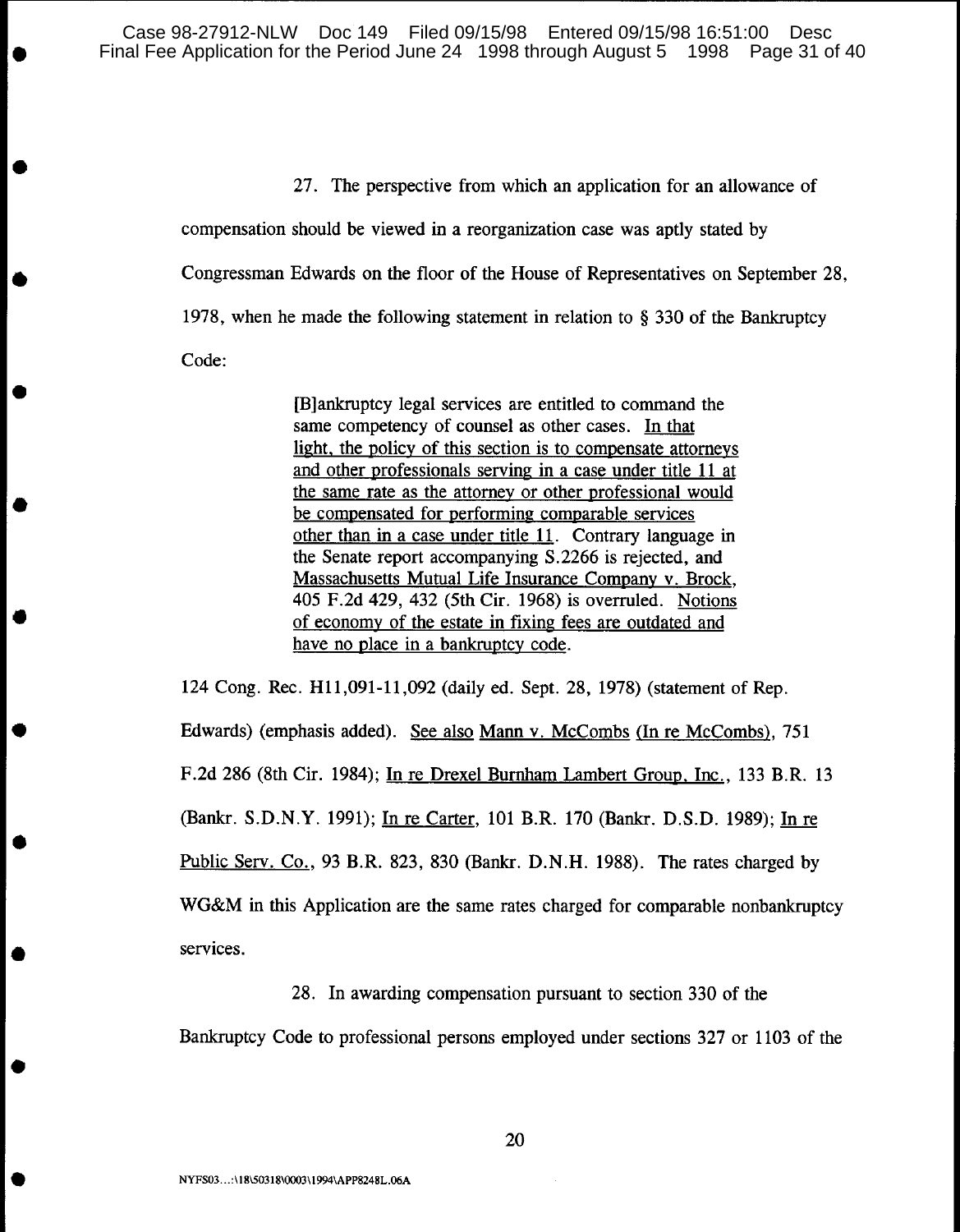27. The perspective from which an application for an allowance of compensation should be viewed in a reorganization case was aptly stated by Congressman Edwards on the floor of the House of Representatives on September 28, 1978, when he made the following statement in relation to § 330 of the Bankruptcy Code:

> [B]ankruptcy legal services are entitled to command the same competency of counsel as other cases. <u>In that light, the policy of this section is to compensate attorneys and other professionals serving in a case under title 11 at the same rate as the attorney or other professional would be compensated for performing comparable services other than in a case under title 11</u>. Contrary language in the Senate report accompanying S.2266 is rejected, and <u>Massachusetts Mutual Life Insurance Company v. Brock</u>, 405 F.2d 429, 432 (5th Cir. 1968) is overruled. <u>Notions of economy of the estate in fixing fees are outdated and have no place in a bankruptcy code</u>.

124 Cong. Rec. H11,091-11,092 (daily ed. Sept. 28, 1978) (statement of Rep. Edwards) (emphasis added). <u>See also Mann v. McCombs (In re McCombs)</u>, 751 F.2d 286 (8th Cir. 1984); <u>In re Drexel Burnham Lambert Group, Inc.</u>, 133 B.R. 13 (Bankr. S.D.N.Y. 1991); <u>In re Carter</u>, 101 B.R. 170 (Bankr. D.S.D. 1989); <u>In re Public Serv. Co.</u>, 93 B.R. 823, 830 (Bankr. D.N.H. 1988). The rates charged by WG&M in this Application are the same rates charged for comparable nonbankruptcy services.

28. In awarding compensation pursuant to section 330 of the Bankruptcy Code to professional persons employed under sections 327 or 1103 of the

NYFS03...:\18\50318\0003\1994\APP8248L.06A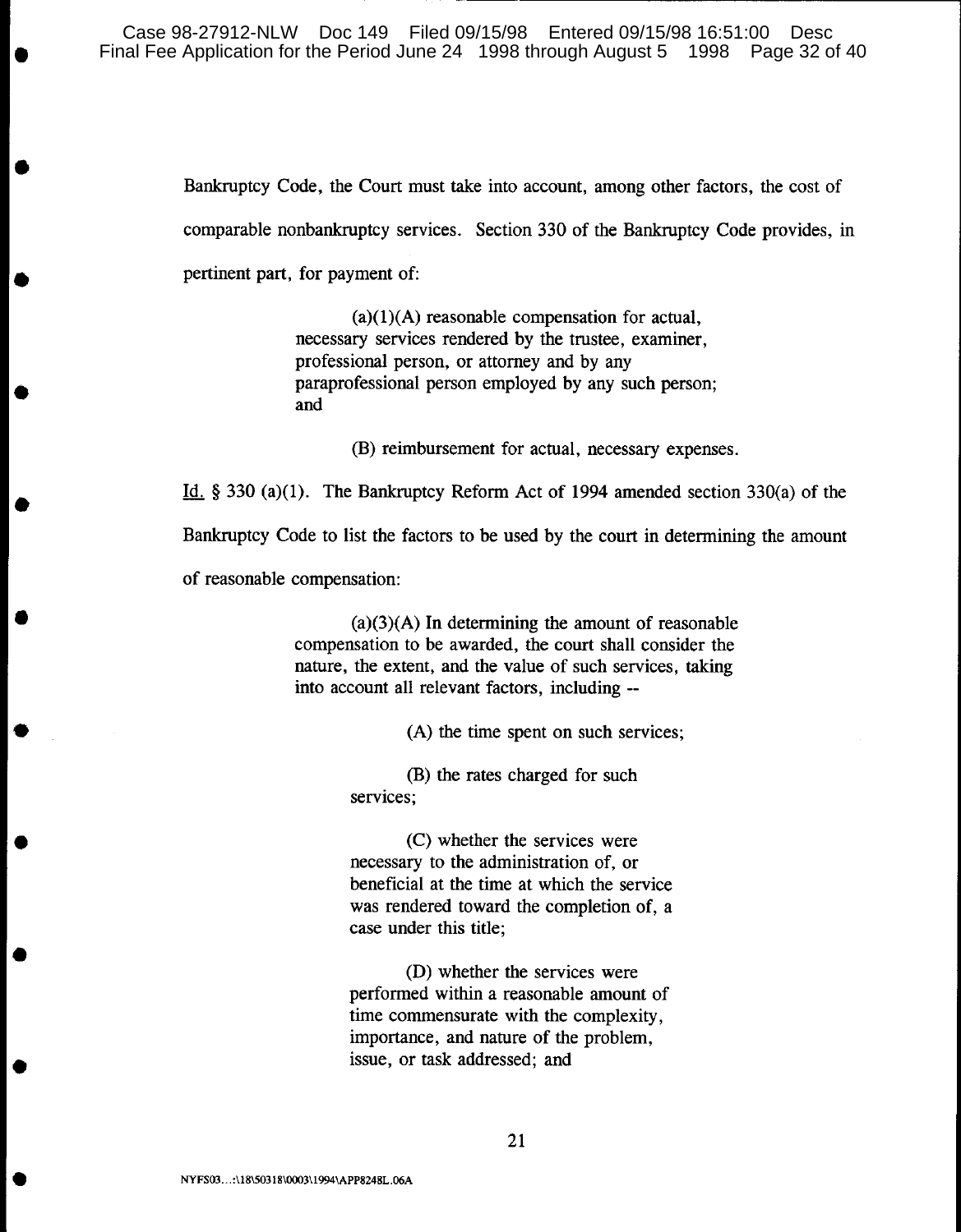Bankruptcy Code, the Court must take into account, among other factors, the cost of comparable nonbankruptcy services. Section 330 of the Bankruptcy Code provides, in pertinent part, for payment of:

> (a)(1)(A) reasonable compensation for actual, necessary services rendered by the trustee, examiner, professional person, or attorney and by any paraprofessional person employed by any such person; and
>
> (B) reimbursement for actual, necessary expenses.

Id. § 330 (a)(1). The Bankruptcy Reform Act of 1994 amended section 330(a) of the Bankruptcy Code to list the factors to be used by the court in determining the amount of reasonable compensation:

> (a)(3)(A) In determining the amount of reasonable compensation to be awarded, the court shall consider the nature, the extent, and the value of such services, taking into account all relevant factors, including --
>
> (A) the time spent on such services;
>
> (B) the rates charged for such services;
>
> (C) whether the services were necessary to the administration of, or beneficial at the time at which the service was rendered toward the completion of, a case under this title;
>
> (D) whether the services were performed within a reasonable amount of time commensurate with the complexity, importance, and nature of the problem, issue, or task addressed; and

NYFS03...:\18\50318\0003\1994\APP8248L.06A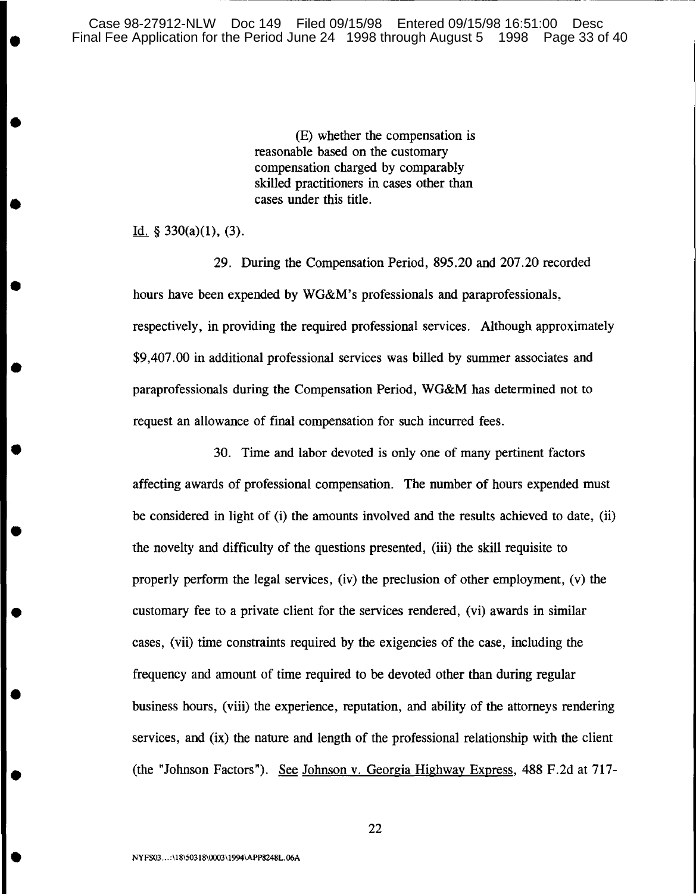> (E) whether the compensation is reasonable based on the customary compensation charged by comparably skilled practitioners in cases other than cases under this title.

Id. § 330(a)(1), (3).

29. During the Compensation Period, 895.20 and 207.20 recorded hours have been expended by WG&M's professionals and paraprofessionals, respectively, in providing the required professional services. Although approximately $9,407.00 in additional professional services was billed by summer associates and paraprofessionals during the Compensation Period, WG&M has determined not to request an allowance of final compensation for such incurred fees.

30. Time and labor devoted is only one of many pertinent factors affecting awards of professional compensation. The number of hours expended must be considered in light of (i) the amounts involved and the results achieved to date, (ii) the novelty and difficulty of the questions presented, (iii) the skill requisite to properly perform the legal services, (iv) the preclusion of other employment, (v) the customary fee to a private client for the services rendered, (vi) awards in similar cases, (vii) time constraints required by the exigencies of the case, including the frequency and amount of time required to be devoted other than during regular business hours, (viii) the experience, reputation, and ability of the attorneys rendering services, and (ix) the nature and length of the professional relationship with the client (the "Johnson Factors"). See Johnson v. Georgia Highway Express, 488 F.2d at 717-

NYFS03...:\18\50318\0003\1994\APP8248L.06A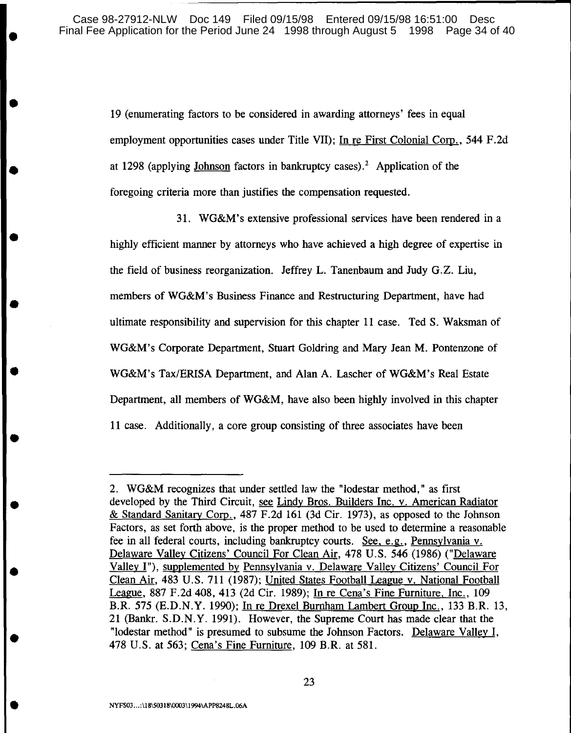19 (enumerating factors to be considered in awarding attorneys' fees in equal employment opportunities cases under Title VII); In re First Colonial Corp., 544 F.2d at 1298 (applying Johnson factors in bankruptcy cases).[2] Application of the foregoing criteria more than justifies the compensation requested.

31. WG&M's extensive professional services have been rendered in a highly efficient manner by attorneys who have achieved a high degree of expertise in the field of business reorganization. Jeffrey L. Tanenbaum and Judy G.Z. Liu, members of WG&M's Business Finance and Restructuring Department, have had ultimate responsibility and supervision for this chapter 11 case. Ted S. Waksman of WG&M's Corporate Department, Stuart Goldring and Mary Jean M. Pontenzone of WG&M's Tax/ERISA Department, and Alan A. Lascher of WG&M's Real Estate Department, all members of WG&M, have also been highly involved in this chapter 11 case. Additionally, a core group consisting of three associates have been

---

2. WG&M recognizes that under settled law the "lodestar method," as first developed by the Third Circuit, see Lindy Bros. Builders Inc. v. American Radiator & Standard Sanitary Corp., 487 F.2d 161 (3d Cir. 1973), as opposed to the Johnson Factors, as set forth above, is the proper method to be used to determine a reasonable fee in all federal courts, including bankruptcy courts. See, e.g., Pennsylvania v. Delaware Valley Citizens' Council For Clean Air, 478 U.S. 546 (1986) ("Delaware Valley I"), supplemented by Pennsylvania v. Delaware Valley Citizens' Council For Clean Air, 483 U.S. 711 (1987); United States Football League v. National Football League, 887 F.2d 408, 413 (2d Cir. 1989); In re Cena's Fine Furniture, Inc., 109 B.R. 575 (E.D.N.Y. 1990); In re Drexel Burnham Lambert Group Inc., 133 B.R. 13, 21 (Bankr. S.D.N.Y. 1991). However, the Supreme Court has made clear that the "lodestar method" is presumed to subsume the Johnson Factors. Delaware Valley I, 478 U.S. at 563; Cena's Fine Furniture, 109 B.R. at 581.

NYFS03...:\18\50318\0003\1994\APP8248L.06A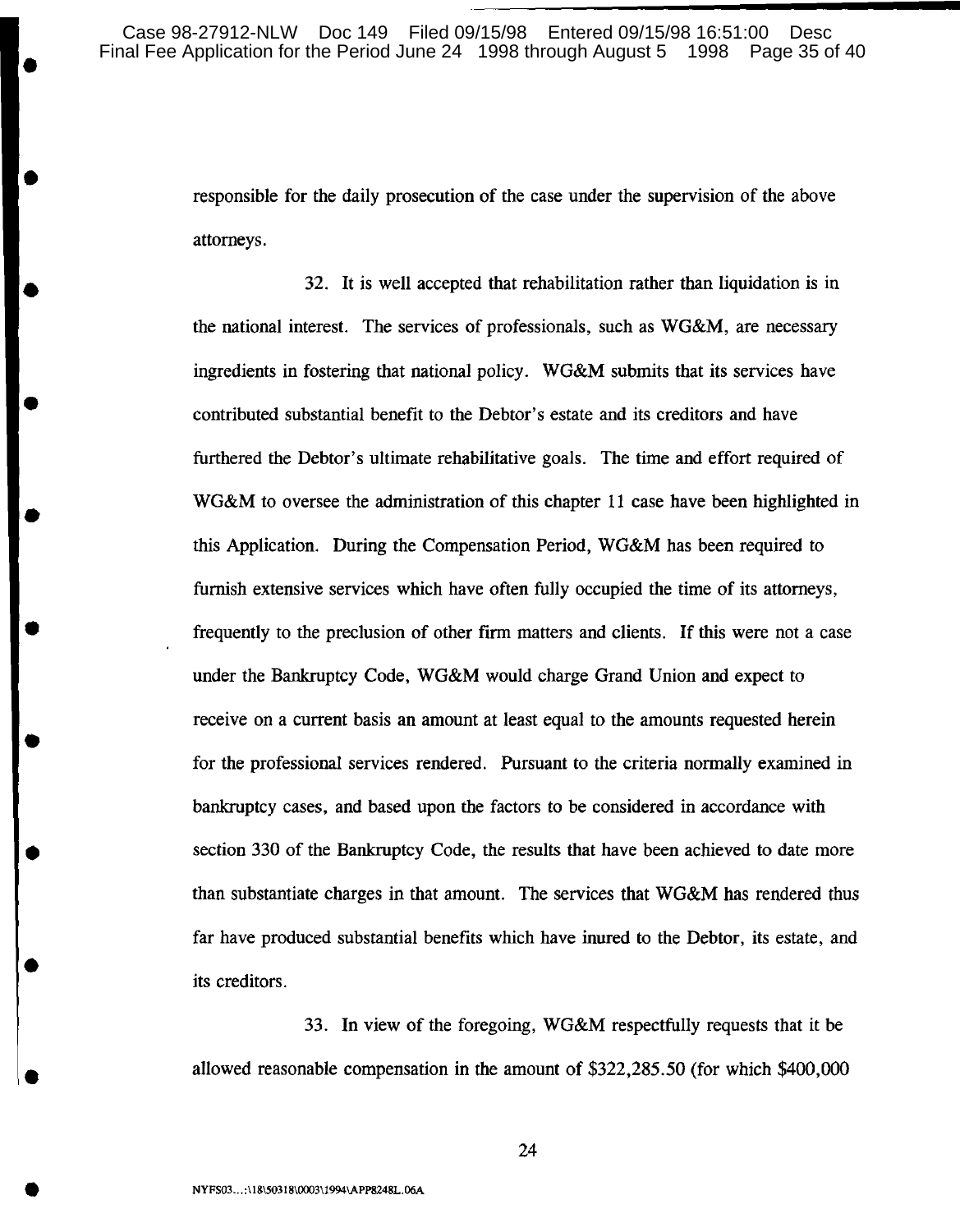responsible for the daily prosecution of the case under the supervision of the above attorneys.

32. It is well accepted that rehabilitation rather than liquidation is in the national interest. The services of professionals, such as WG&M, are necessary ingredients in fostering that national policy. WG&M submits that its services have contributed substantial benefit to the Debtor's estate and its creditors and have furthered the Debtor's ultimate rehabilitative goals. The time and effort required of WG&M to oversee the administration of this chapter 11 case have been highlighted in this Application. During the Compensation Period, WG&M has been required to furnish extensive services which have often fully occupied the time of its attorneys, frequently to the preclusion of other firm matters and clients. If this were not a case under the Bankruptcy Code, WG&M would charge Grand Union and expect to receive on a current basis an amount at least equal to the amounts requested herein for the professional services rendered. Pursuant to the criteria normally examined in bankruptcy cases, and based upon the factors to be considered in accordance with section 330 of the Bankruptcy Code, the results that have been achieved to date more than substantiate charges in that amount. The services that WG&M has rendered thus far have produced substantial benefits which have inured to the Debtor, its estate, and its creditors.

33. In view of the foregoing, WG&M respectfully requests that it be allowed reasonable compensation in the amount of $322,285.50 (for which $400,000

NYFS03...:\18\50318\0003\1994\APP8248L.06A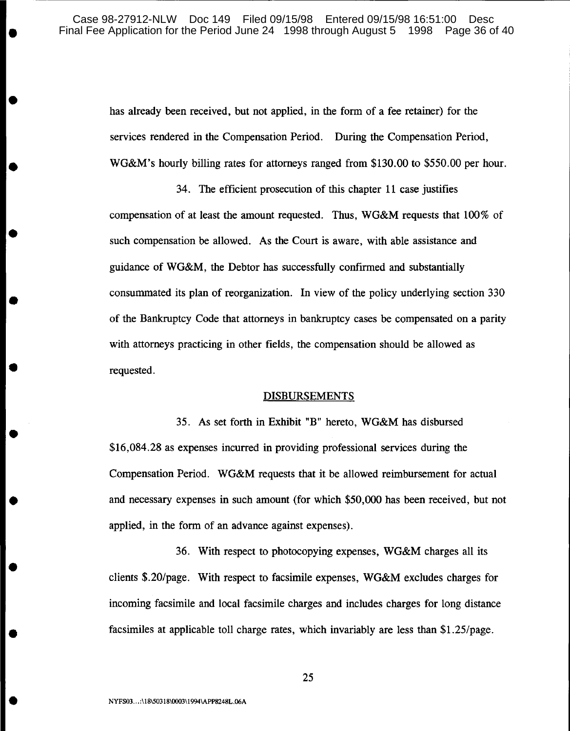has already been received, but not applied, in the form of a fee retainer) for the services rendered in the Compensation Period. During the Compensation Period, WG&M's hourly billing rates for attorneys ranged from $130.00 to $550.00 per hour.

34. The efficient prosecution of this chapter 11 case justifies compensation of at least the amount requested. Thus, WG&M requests that 100% of such compensation be allowed. As the Court is aware, with able assistance and guidance of WG&M, the Debtor has successfully confirmed and substantially consummated its plan of reorganization. In view of the policy underlying section 330 of the Bankruptcy Code that attorneys in bankruptcy cases be compensated on a parity with attorneys practicing in other fields, the compensation should be allowed as requested.

## DISBURSEMENTS

35. As set forth in Exhibit "B" hereto, WG&M has disbursed $16,084.28 as expenses incurred in providing professional services during the Compensation Period. WG&M requests that it be allowed reimbursement for actual and necessary expenses in such amount (for which $50,000 has been received, but not applied, in the form of an advance against expenses).

36. With respect to photocopying expenses, WG&M charges all its clients $.20/page. With respect to facsimile expenses, WG&M excludes charges for incoming facsimile and local facsimile charges and includes charges for long distance facsimiles at applicable toll charge rates, which invariably are less than $1.25/page.

NYFS03...:\18\50318\0003\1994\APP8248L.06A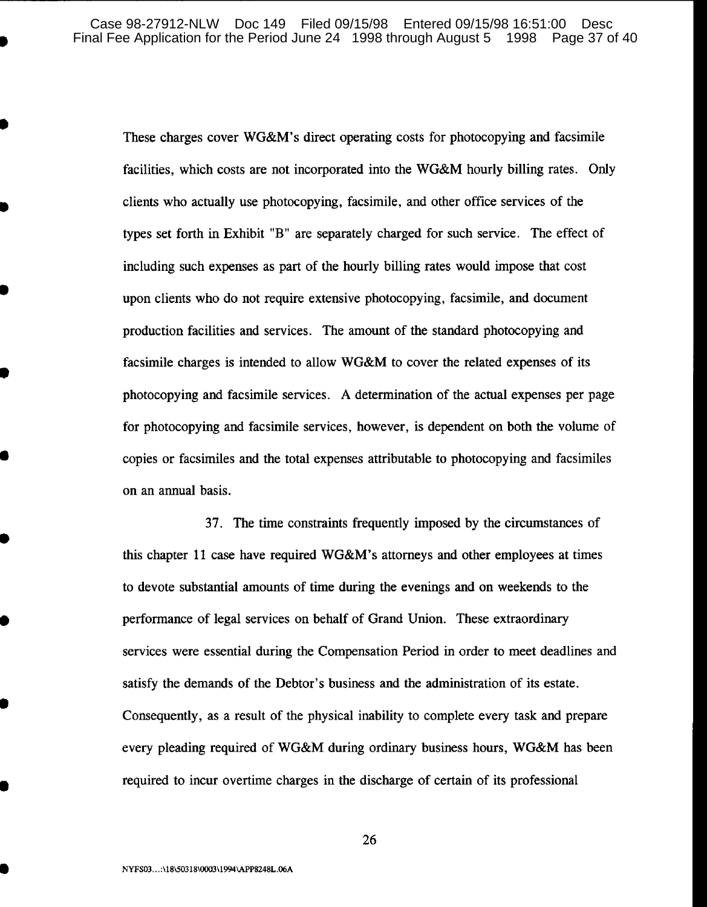These charges cover WG&M's direct operating costs for photocopying and facsimile facilities, which costs are not incorporated into the WG&M hourly billing rates. Only clients who actually use photocopying, facsimile, and other office services of the types set forth in Exhibit "B" are separately charged for such service. The effect of including such expenses as part of the hourly billing rates would impose that cost upon clients who do not require extensive photocopying, facsimile, and document production facilities and services. The amount of the standard photocopying and facsimile charges is intended to allow WG&M to cover the related expenses of its photocopying and facsimile services. A determination of the actual expenses per page for photocopying and facsimile services, however, is dependent on both the volume of copies or facsimiles and the total expenses attributable to photocopying and facsimiles on an annual basis.

37. The time constraints frequently imposed by the circumstances of this chapter 11 case have required WG&M's attorneys and other employees at times to devote substantial amounts of time during the evenings and on weekends to the performance of legal services on behalf of Grand Union. These extraordinary services were essential during the Compensation Period in order to meet deadlines and satisfy the demands of the Debtor's business and the administration of its estate. Consequently, as a result of the physical inability to complete every task and prepare every pleading required of WG&M during ordinary business hours, WG&M has been required to incur overtime charges in the discharge of certain of its professional

NYFS03...:\18\50318\0003\1994\APP8248L.06A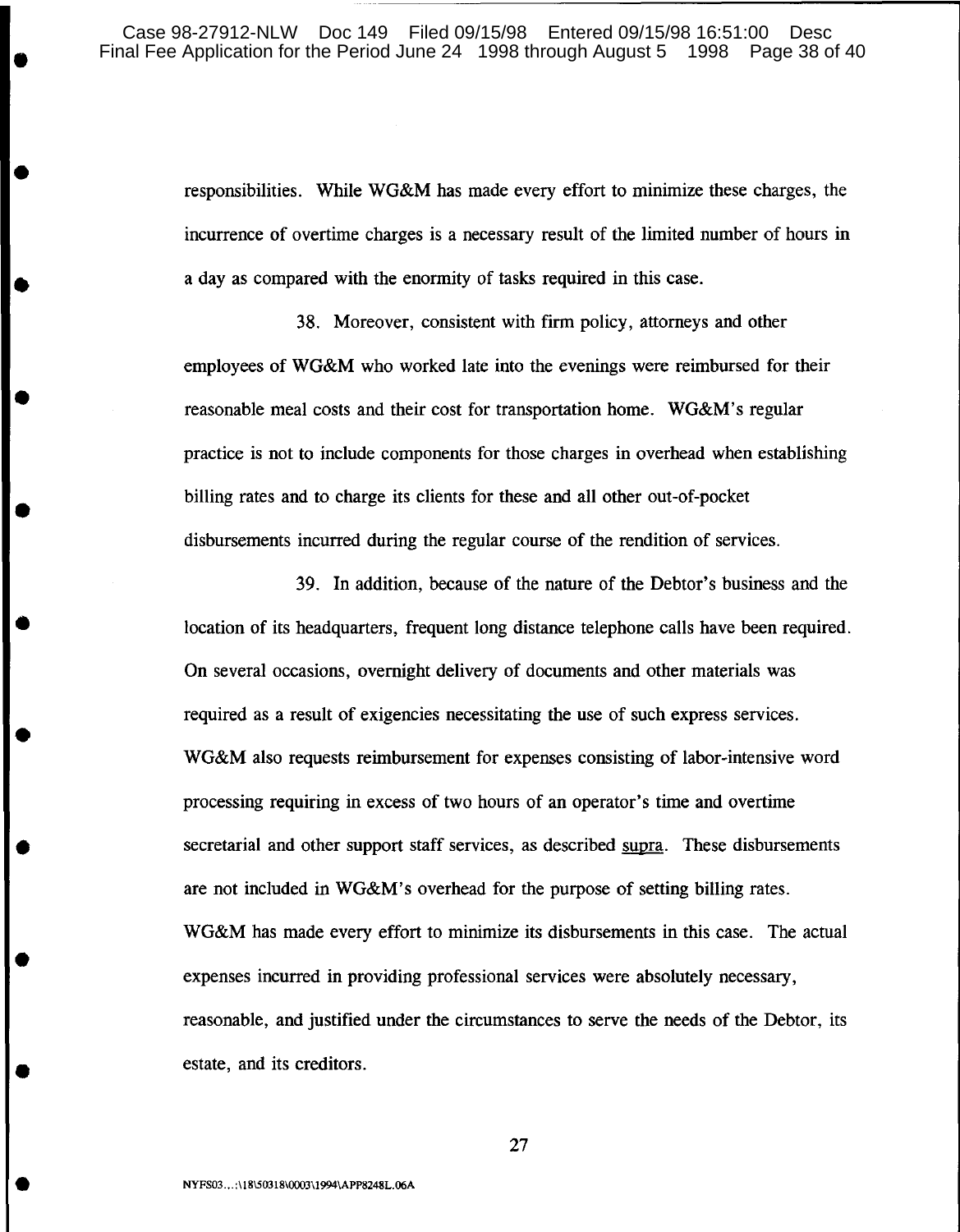responsibilities. While WG&M has made every effort to minimize these charges, the incurrence of overtime charges is a necessary result of the limited number of hours in a day as compared with the enormity of tasks required in this case.

38. Moreover, consistent with firm policy, attorneys and other employees of WG&M who worked late into the evenings were reimbursed for their reasonable meal costs and their cost for transportation home. WG&M's regular practice is not to include components for those charges in overhead when establishing billing rates and to charge its clients for these and all other out-of-pocket disbursements incurred during the regular course of the rendition of services.

39. In addition, because of the nature of the Debtor's business and the location of its headquarters, frequent long distance telephone calls have been required. On several occasions, overnight delivery of documents and other materials was required as a result of exigencies necessitating the use of such express services. WG&M also requests reimbursement for expenses consisting of labor-intensive word processing requiring in excess of two hours of an operator's time and overtime secretarial and other support staff services, as described supra. These disbursements are not included in WG&M's overhead for the purpose of setting billing rates. WG&M has made every effort to minimize its disbursements in this case. The actual expenses incurred in providing professional services were absolutely necessary, reasonable, and justified under the circumstances to serve the needs of the Debtor, its estate, and its creditors.

NYFS03...:\18\50318\0003\1994\APP8248L.06A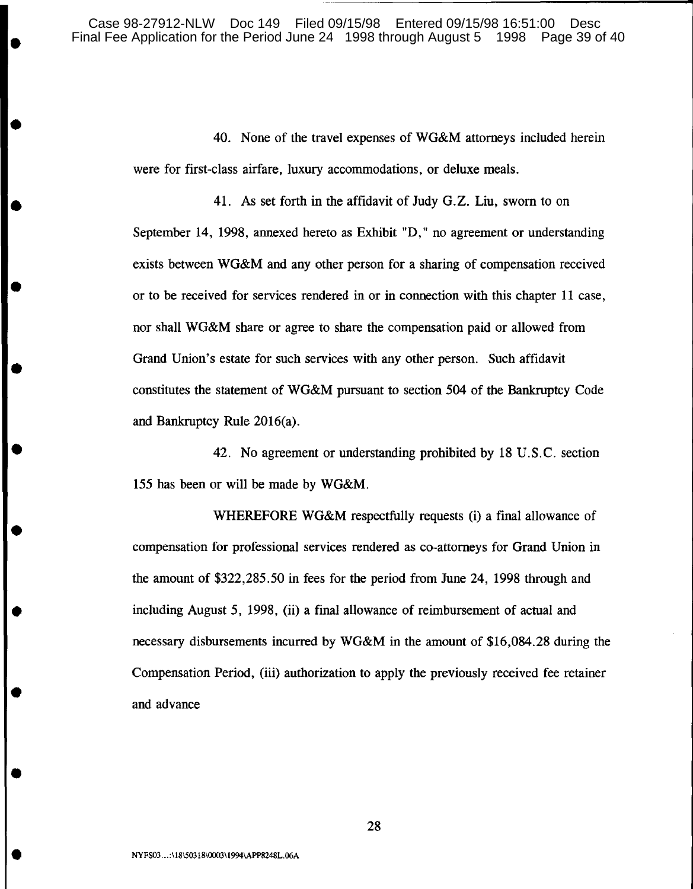40. None of the travel expenses of WG&M attorneys included herein were for first-class airfare, luxury accommodations, or deluxe meals.

41. As set forth in the affidavit of Judy G.Z. Liu, sworn to on September 14, 1998, annexed hereto as Exhibit "D," no agreement or understanding exists between WG&M and any other person for a sharing of compensation received or to be received for services rendered in or in connection with this chapter 11 case, nor shall WG&M share or agree to share the compensation paid or allowed from Grand Union's estate for such services with any other person. Such affidavit constitutes the statement of WG&M pursuant to section 504 of the Bankruptcy Code and Bankruptcy Rule 2016(a).

42. No agreement or understanding prohibited by 18 U.S.C. section 155 has been or will be made by WG&M.

WHEREFORE WG&M respectfully requests (i) a final allowance of compensation for professional services rendered as co-attorneys for Grand Union in the amount of $322,285.50 in fees for the period from June 24, 1998 through and including August 5, 1998, (ii) a final allowance of reimbursement of actual and necessary disbursements incurred by WG&M in the amount of $16,084.28 during the Compensation Period, (iii) authorization to apply the previously received fee retainer and advance

NYFS03...:\18\50318\0003\1994\APP8248L.06A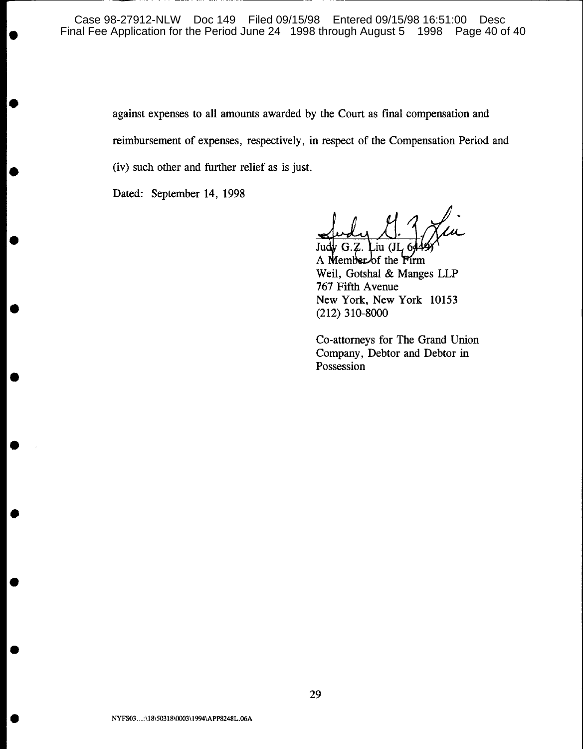against expenses to all amounts awarded by the Court as final compensation and reimbursement of expenses, respectively, in respect of the Compensation Period and (iv) such other and further relief as is just.

Dated: September 14, 1998

Judy G.Z. Liu (JL 6449)
A Member of the Firm
Weil, Gotshal & Manges LLP
767 Fifth Avenue
New York, New York 10153
(212) 310-8000

Co-attorneys for The Grand Union Company, Debtor and Debtor in Possession

NYFS03...:\18\50318\0003\1994\APP8248L.06A